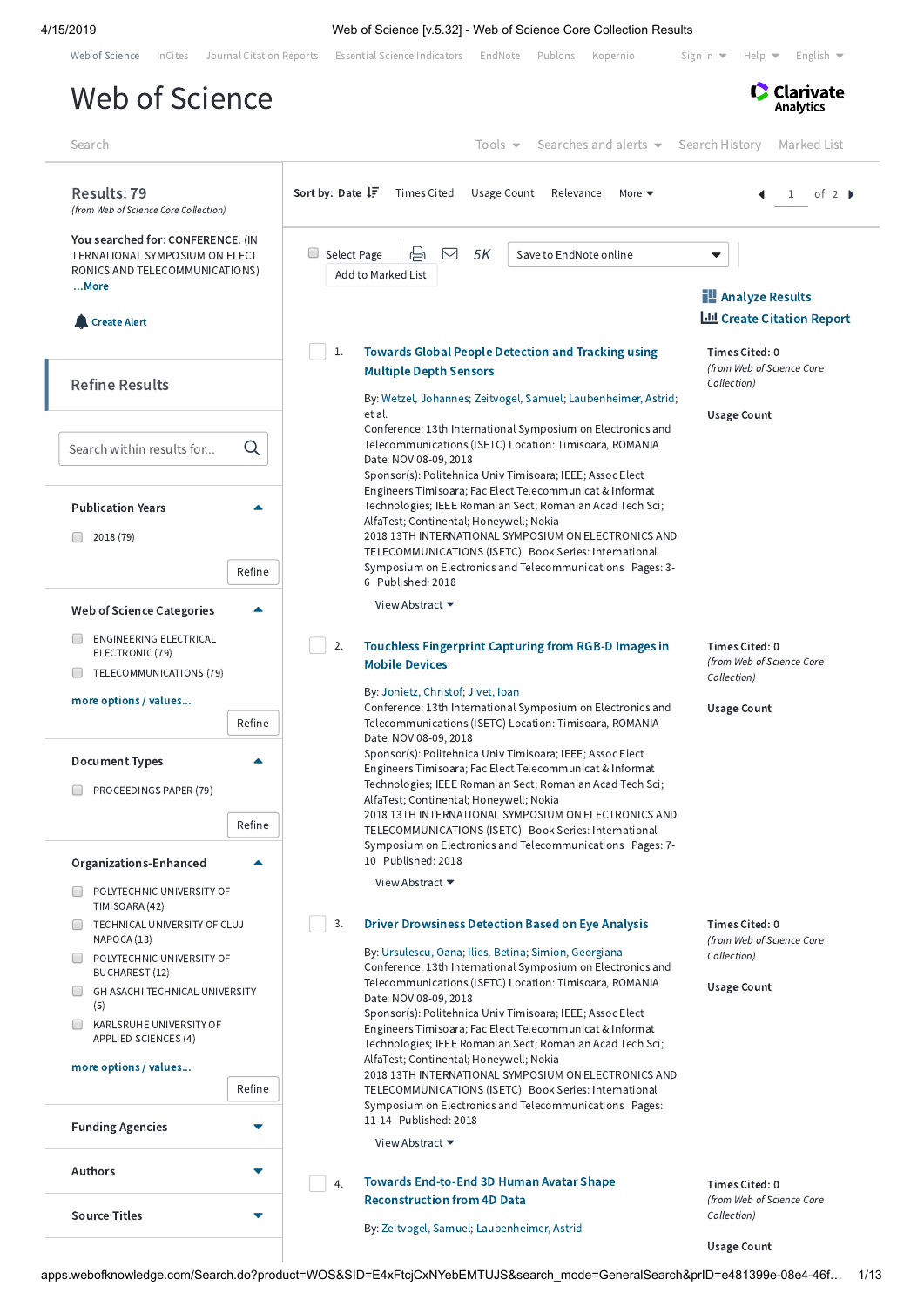Web of Science InCites Journal Citation Reports Essential Science Indicators EndNote Publons Kopernio Sign In Help English

# Web of Science

Clarivate Analytics

Search Tools Searches and alerts Search History Marked List

**Results: 79**
*(from Web of Science Core Collection)*

**You searched for:** CONFERENCE: (INTERNATIONAL SYMPOSIUM ON ELECTRONICS AND TELECOMMUNICATIONS)
...More

Create Alert

## Refine Results

Search within results for...

**Publication Years**
- 2018 (79)

Refine

**Web of Science Categories**
- ENGINEERING ELECTRICAL ELECTRONIC (79)
- TELECOMMUNICATIONS (79)

more options / values...

Refine

**Document Types**
- PROCEEDINGS PAPER (79)

Refine

**Organizations-Enhanced**
- POLYTECHNIC UNIVERSITY OF TIMISOARA (42)
- TECHNICAL UNIVERSITY OF CLUJ NAPOCA (13)
- POLYTECHNIC UNIVERSITY OF BUCHAREST (12)
- GH ASACHI TECHNICAL UNIVERSITY (5)
- KARLSRUHE UNIVERSITY OF APPLIED SCIENCES (4)

more options / values...

Refine

**Funding Agencies**

**Authors**

**Source Titles**

Sort by: Date Times Cited Usage Count Relevance More

1 of 2

Select Page 5K Save to EndNote online
Add to Marked List

Analyze Results
Create Citation Report

1. **Towards Global People Detection and Tracking using Multiple Depth Sensors**

By: Wetzel, Johannes; Zeitvogel, Samuel; Laubenheimer, Astrid; et al.
Conference: 13th International Symposium on Electronics and Telecommunications (ISETC) Location: Timisoara, ROMANIA Date: NOV 08-09, 2018
Sponsor(s): Politehnica Univ Timisoara; IEEE; Assoc Elect Engineers Timisoara; Fac Elect Telecommunicat & Informat Technologies; IEEE Romanian Sect; Romanian Acad Tech Sci; AlfaTest; Continental; Honeywell; Nokia
2018 13TH INTERNATIONAL SYMPOSIUM ON ELECTRONICS AND TELECOMMUNICATIONS (ISETC) Book Series: International Symposium on Electronics and Telecommunications Pages: 3-6 Published: 2018

View Abstract

**Times Cited: 0**
*(from Web of Science Core Collection)*

**Usage Count**

2. **Touchless Fingerprint Capturing from RGB-D Images in Mobile Devices**

By: Jonietz, Christof; Jivet, Ioan
Conference: 13th International Symposium on Electronics and Telecommunications (ISETC) Location: Timisoara, ROMANIA Date: NOV 08-09, 2018
Sponsor(s): Politehnica Univ Timisoara; IEEE; Assoc Elect Engineers Timisoara; Fac Elect Telecommunicat & Informat Technologies; IEEE Romanian Sect; Romanian Acad Tech Sci; AlfaTest; Continental; Honeywell; Nokia
2018 13TH INTERNATIONAL SYMPOSIUM ON ELECTRONICS AND TELECOMMUNICATIONS (ISETC) Book Series: International Symposium on Electronics and Telecommunications Pages: 7-10 Published: 2018

View Abstract

**Times Cited: 0**
*(from Web of Science Core Collection)*

**Usage Count**

3. **Driver Drowsiness Detection Based on Eye Analysis**

By: Ursulescu, Oana; Ilies, Betina; Simion, Georgiana
Conference: 13th International Symposium on Electronics and Telecommunications (ISETC) Location: Timisoara, ROMANIA Date: NOV 08-09, 2018
Sponsor(s): Politehnica Univ Timisoara; IEEE; Assoc Elect Engineers Timisoara; Fac Elect Telecommunicat & Informat Technologies; IEEE Romanian Sect; Romanian Acad Tech Sci; AlfaTest; Continental; Honeywell; Nokia
2018 13TH INTERNATIONAL SYMPOSIUM ON ELECTRONICS AND TELECOMMUNICATIONS (ISETC) Book Series: International Symposium on Electronics and Telecommunications Pages: 11-14 Published: 2018

View Abstract

**Times Cited: 0**
*(from Web of Science Core Collection)*

**Usage Count**

4. **Towards End-to-End 3D Human Avatar Shape Reconstruction from 4D Data**

By: Zeitvogel, Samuel; Laubenheimer, Astrid

**Times Cited: 0**
*(from Web of Science Core Collection)*

**Usage Count**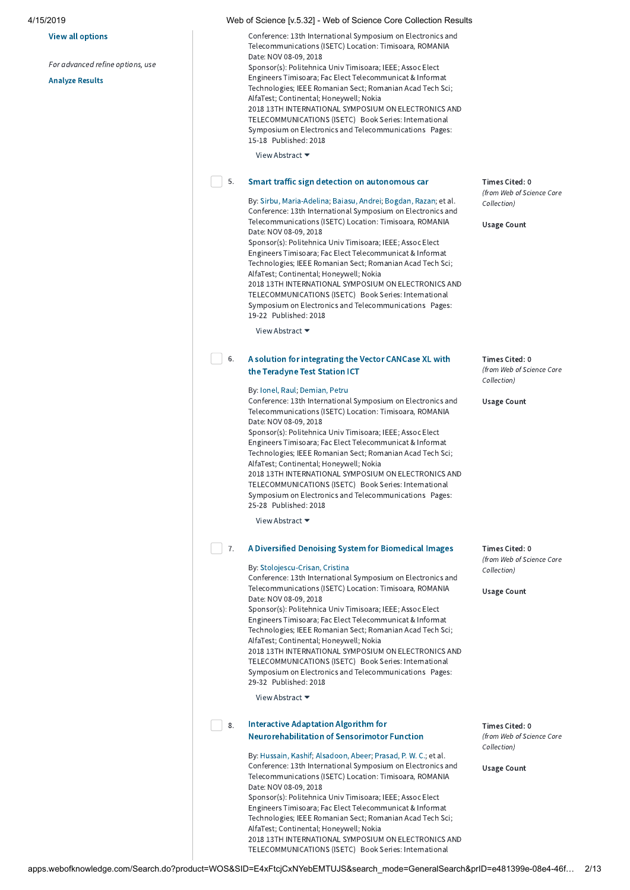View all options

*For advanced refine options, use*

Analyze Results

Conference: 13th International Symposium on Electronics and Telecommunications (ISETC) Location: Timisoara, ROMANIA Date: NOV 08-09, 2018
Sponsor(s): Politehnica Univ Timisoara; IEEE; Assoc Elect Engineers Timisoara; Fac Elect Telecommunicat & Informat Technologies; IEEE Romanian Sect; Romanian Acad Tech Sci; AlfaTest; Continental; Honeywell; Nokia
2018 13TH INTERNATIONAL SYMPOSIUM ON ELECTRONICS AND TELECOMMUNICATIONS (ISETC) Book Series: International Symposium on Electronics and Telecommunications Pages: 15-18 Published: 2018

View Abstract ▾

5. **Smart traffic sign detection on autonomous car**

By: Sirbu, Maria-Adelina; Baiasu, Andrei; Bogdan, Razan; et al.
Conference: 13th International Symposium on Electronics and Telecommunications (ISETC) Location: Timisoara, ROMANIA Date: NOV 08-09, 2018
Sponsor(s): Politehnica Univ Timisoara; IEEE; Assoc Elect Engineers Timisoara; Fac Elect Telecommunicat & Informat Technologies; IEEE Romanian Sect; Romanian Acad Tech Sci; AlfaTest; Continental; Honeywell; Nokia
2018 13TH INTERNATIONAL SYMPOSIUM ON ELECTRONICS AND TELECOMMUNICATIONS (ISETC) Book Series: International Symposium on Electronics and Telecommunications Pages: 19-22 Published: 2018

View Abstract ▾

Times Cited: 0
*(from Web of Science Core Collection)*

Usage Count

6. **A solution for integrating the Vector CANCase XL with the Teradyne Test Station ICT**

By: Ionel, Raul; Demian, Petru
Conference: 13th International Symposium on Electronics and Telecommunications (ISETC) Location: Timisoara, ROMANIA Date: NOV 08-09, 2018
Sponsor(s): Politehnica Univ Timisoara; IEEE; Assoc Elect Engineers Timisoara; Fac Elect Telecommunicat & Informat Technologies; IEEE Romanian Sect; Romanian Acad Tech Sci; AlfaTest; Continental; Honeywell; Nokia
2018 13TH INTERNATIONAL SYMPOSIUM ON ELECTRONICS AND TELECOMMUNICATIONS (ISETC) Book Series: International Symposium on Electronics and Telecommunications Pages: 25-28 Published: 2018

View Abstract ▾

Times Cited: 0
*(from Web of Science Core Collection)*

Usage Count

7. **A Diversified Denoising System for Biomedical Images**

By: Stolojescu-Crisan, Cristina
Conference: 13th International Symposium on Electronics and Telecommunications (ISETC) Location: Timisoara, ROMANIA Date: NOV 08-09, 2018
Sponsor(s): Politehnica Univ Timisoara; IEEE; Assoc Elect Engineers Timisoara; Fac Elect Telecommunicat & Informat Technologies; IEEE Romanian Sect; Romanian Acad Tech Sci; AlfaTest; Continental; Honeywell; Nokia
2018 13TH INTERNATIONAL SYMPOSIUM ON ELECTRONICS AND TELECOMMUNICATIONS (ISETC) Book Series: International Symposium on Electronics and Telecommunications Pages: 29-32 Published: 2018

View Abstract ▾

Times Cited: 0
*(from Web of Science Core Collection)*

Usage Count

8. **Interactive Adaptation Algorithm for Neurorehabilitation of Sensorimotor Function**

By: Hussain, Kashif; Alsadoon, Abeer; Prasad, P. W. C.; et al.
Conference: 13th International Symposium on Electronics and Telecommunications (ISETC) Location: Timisoara, ROMANIA Date: NOV 08-09, 2018
Sponsor(s): Politehnica Univ Timisoara; IEEE; Assoc Elect Engineers Timisoara; Fac Elect Telecommunicat & Informat Technologies; IEEE Romanian Sect; Romanian Acad Tech Sci; AlfaTest; Continental; Honeywell; Nokia
2018 13TH INTERNATIONAL SYMPOSIUM ON ELECTRONICS AND TELECOMMUNICATIONS (ISETC) Book Series: International

Times Cited: 0
*(from Web of Science Core Collection)*

Usage Count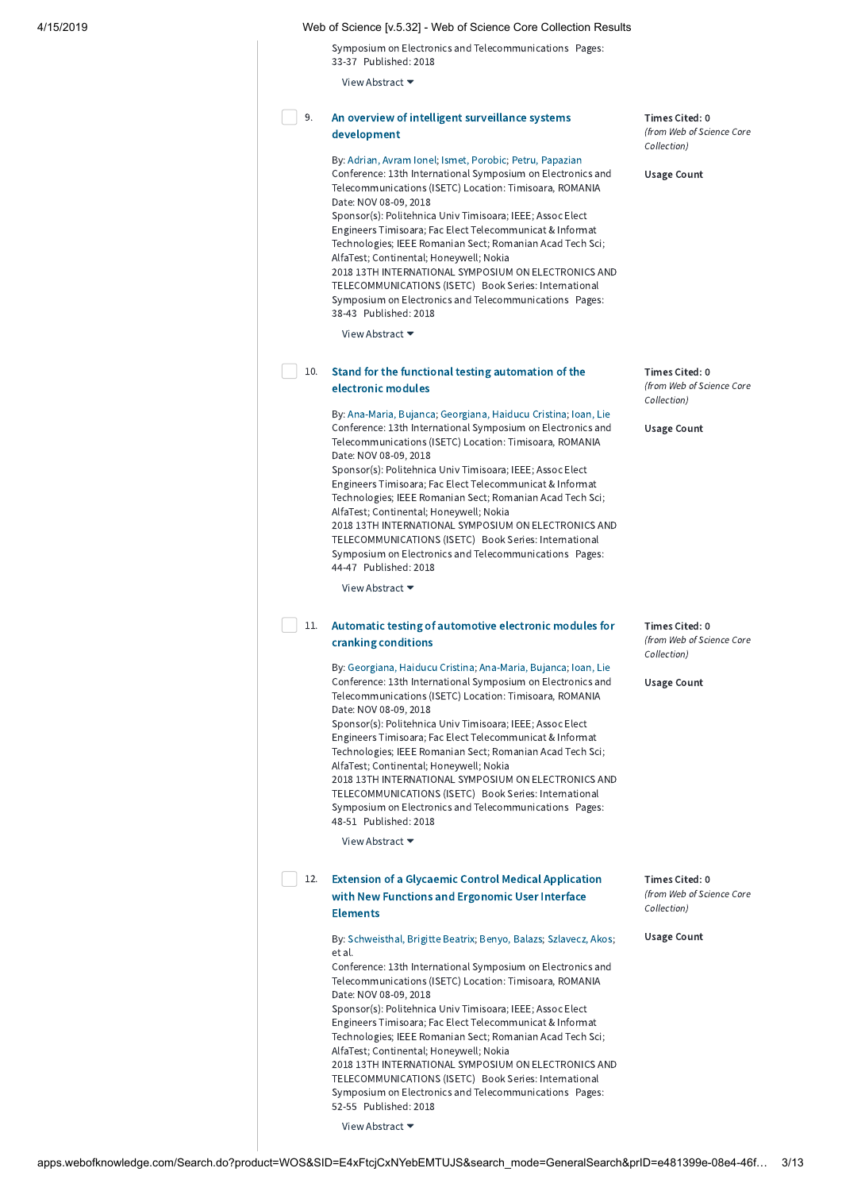Symposium on Electronics and Telecommunications Pages: 33-37 Published: 2018

View Abstract

---

9. **An overview of intelligent surveillance systems development**

**Times Cited: 0**
*(from Web of Science Core Collection)*

**Usage Count**

By: Adrian, Avram Ionel; Ismet, Porobic; Petru, Papazian
Conference: 13th International Symposium on Electronics and Telecommunications (ISETC) Location: Timisoara, ROMANIA Date: NOV 08-09, 2018
Sponsor(s): Politehnica Univ Timisoara; IEEE; Assoc Elect Engineers Timisoara; Fac Elect Telecommunicat & Informat Technologies; IEEE Romanian Sect; Romanian Acad Tech Sci; AlfaTest; Continental; Honeywell; Nokia
2018 13TH INTERNATIONAL SYMPOSIUM ON ELECTRONICS AND TELECOMMUNICATIONS (ISETC) Book Series: International Symposium on Electronics and Telecommunications Pages: 38-43 Published: 2018

View Abstract

---

10. **Stand for the functional testing automation of the electronic modules**

**Times Cited: 0**
*(from Web of Science Core Collection)*

**Usage Count**

By: Ana-Maria, Bujanca; Georgiana, Haiducu Cristina; Ioan, Lie
Conference: 13th International Symposium on Electronics and Telecommunications (ISETC) Location: Timisoara, ROMANIA Date: NOV 08-09, 2018
Sponsor(s): Politehnica Univ Timisoara; IEEE; Assoc Elect Engineers Timisoara; Fac Elect Telecommunicat & Informat Technologies; IEEE Romanian Sect; Romanian Acad Tech Sci; AlfaTest; Continental; Honeywell; Nokia
2018 13TH INTERNATIONAL SYMPOSIUM ON ELECTRONICS AND TELECOMMUNICATIONS (ISETC) Book Series: International Symposium on Electronics and Telecommunications Pages: 44-47 Published: 2018

View Abstract

---

11. **Automatic testing of automotive electronic modules for cranking conditions**

**Times Cited: 0**
*(from Web of Science Core Collection)*

**Usage Count**

By: Georgiana, Haiducu Cristina; Ana-Maria, Bujanca; Ioan, Lie
Conference: 13th International Symposium on Electronics and Telecommunications (ISETC) Location: Timisoara, ROMANIA Date: NOV 08-09, 2018
Sponsor(s): Politehnica Univ Timisoara; IEEE; Assoc Elect Engineers Timisoara; Fac Elect Telecommunicat & Informat Technologies; IEEE Romanian Sect; Romanian Acad Tech Sci; AlfaTest; Continental; Honeywell; Nokia
2018 13TH INTERNATIONAL SYMPOSIUM ON ELECTRONICS AND TELECOMMUNICATIONS (ISETC) Book Series: International Symposium on Electronics and Telecommunications Pages: 48-51 Published: 2018

View Abstract

---

12. **Extension of a Glycaemic Control Medical Application with New Functions and Ergonomic User Interface Elements**

**Times Cited: 0**
*(from Web of Science Core Collection)*

**Usage Count**

By: Schweisthal, Brigitte Beatrix; Benyo, Balazs; Szlavecz, Akos; et al.
Conference: 13th International Symposium on Electronics and Telecommunications (ISETC) Location: Timisoara, ROMANIA Date: NOV 08-09, 2018
Sponsor(s): Politehnica Univ Timisoara; IEEE; Assoc Elect Engineers Timisoara; Fac Elect Telecommunicat & Informat Technologies; IEEE Romanian Sect; Romanian Acad Tech Sci; AlfaTest; Continental; Honeywell; Nokia
2018 13TH INTERNATIONAL SYMPOSIUM ON ELECTRONICS AND TELECOMMUNICATIONS (ISETC) Book Series: International Symposium on Electronics and Telecommunications Pages: 52-55 Published: 2018

View Abstract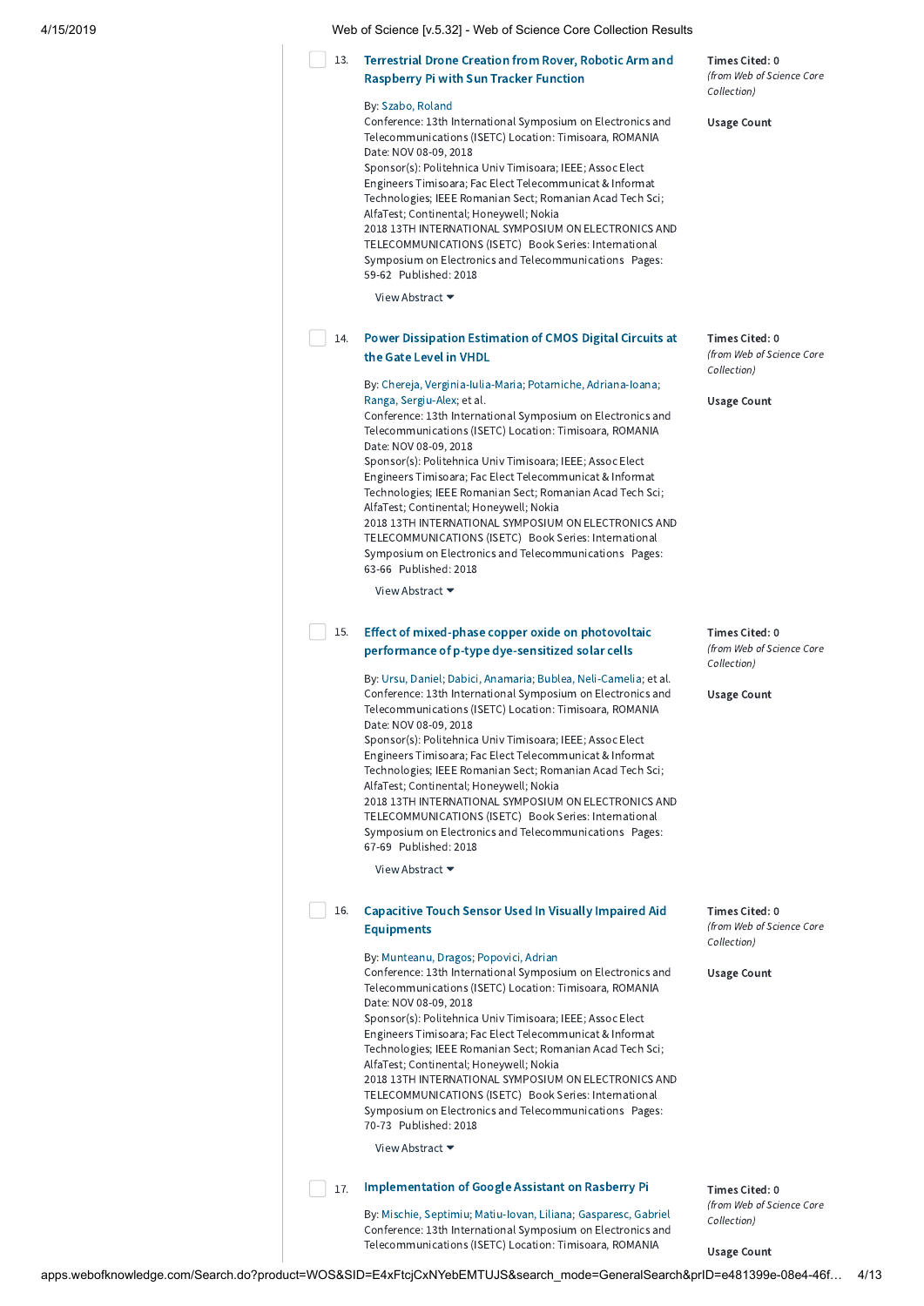13. **Terrestrial Drone Creation from Rover, Robotic Arm and Raspberry Pi with Sun Tracker Function**

Times Cited: 0
*(from Web of Science Core Collection)*

Usage Count

By: Szabo, Roland
Conference: 13th International Symposium on Electronics and Telecommunications (ISETC) Location: Timisoara, ROMANIA Date: NOV 08-09, 2018
Sponsor(s): Politehnica Univ Timisoara; IEEE; Assoc Elect Engineers Timisoara; Fac Elect Telecommunicat & Informat Technologies; IEEE Romanian Sect; Romanian Acad Tech Sci; AlfaTest; Continental; Honeywell; Nokia
2018 13TH INTERNATIONAL SYMPOSIUM ON ELECTRONICS AND TELECOMMUNICATIONS (ISETC) Book Series: International Symposium on Electronics and Telecommunications Pages: 59-62 Published: 2018

View Abstract

14. **Power Dissipation Estimation of CMOS Digital Circuits at the Gate Level in VHDL**

Times Cited: 0
*(from Web of Science Core Collection)*

Usage Count

By: Chereja, Verginia-Iulia-Maria; Potarniche, Adriana-Ioana; Ranga, Sergiu-Alex; et al.
Conference: 13th International Symposium on Electronics and Telecommunications (ISETC) Location: Timisoara, ROMANIA Date: NOV 08-09, 2018
Sponsor(s): Politehnica Univ Timisoara; IEEE; Assoc Elect Engineers Timisoara; Fac Elect Telecommunicat & Informat Technologies; IEEE Romanian Sect; Romanian Acad Tech Sci; AlfaTest; Continental; Honeywell; Nokia
2018 13TH INTERNATIONAL SYMPOSIUM ON ELECTRONICS AND TELECOMMUNICATIONS (ISETC) Book Series: International Symposium on Electronics and Telecommunications Pages: 63-66 Published: 2018

View Abstract

15. **Effect of mixed-phase copper oxide on photovoltaic performance of p-type dye-sensitized solar cells**

Times Cited: 0
*(from Web of Science Core Collection)*

Usage Count

By: Ursu, Daniel; Dabici, Anamaria; Bublea, Neli-Camelia; et al.
Conference: 13th International Symposium on Electronics and Telecommunications (ISETC) Location: Timisoara, ROMANIA Date: NOV 08-09, 2018
Sponsor(s): Politehnica Univ Timisoara; IEEE; Assoc Elect Engineers Timisoara; Fac Elect Telecommunicat & Informat Technologies; IEEE Romanian Sect; Romanian Acad Tech Sci; AlfaTest; Continental; Honeywell; Nokia
2018 13TH INTERNATIONAL SYMPOSIUM ON ELECTRONICS AND TELECOMMUNICATIONS (ISETC) Book Series: International Symposium on Electronics and Telecommunications Pages: 67-69 Published: 2018

View Abstract

16. **Capacitive Touch Sensor Used In Visually Impaired Aid Equipments**

Times Cited: 0
*(from Web of Science Core Collection)*

Usage Count

By: Munteanu, Dragos; Popovici, Adrian
Conference: 13th International Symposium on Electronics and Telecommunications (ISETC) Location: Timisoara, ROMANIA Date: NOV 08-09, 2018
Sponsor(s): Politehnica Univ Timisoara; IEEE; Assoc Elect Engineers Timisoara; Fac Elect Telecommunicat & Informat Technologies; IEEE Romanian Sect; Romanian Acad Tech Sci; AlfaTest; Continental; Honeywell; Nokia
2018 13TH INTERNATIONAL SYMPOSIUM ON ELECTRONICS AND TELECOMMUNICATIONS (ISETC) Book Series: International Symposium on Electronics and Telecommunications Pages: 70-73 Published: 2018

View Abstract

17. **Implementation of Google Assistant on Rasberry Pi**

Times Cited: 0
*(from Web of Science Core Collection)*

Usage Count

By: Mischie, Septimiu; Matiu-Iovan, Liliana; Gasparesc, Gabriel
Conference: 13th International Symposium on Electronics and Telecommunications (ISETC) Location: Timisoara, ROMANIA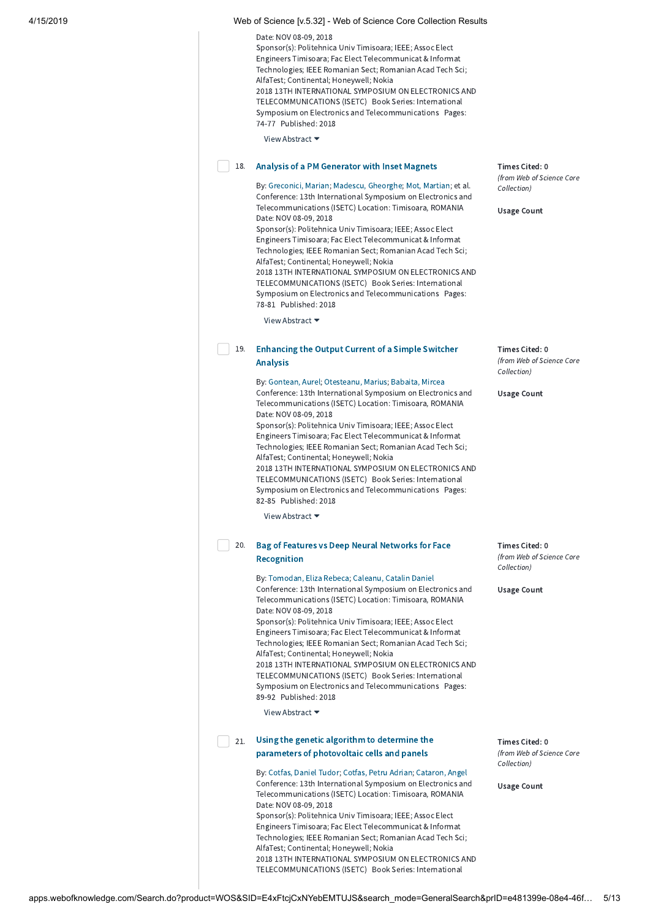Date: NOV 08-09, 2018
Sponsor(s): Politehnica Univ Timisoara; IEEE; Assoc Elect Engineers Timisoara; Fac Elect Telecommunicat & Informat Technologies; IEEE Romanian Sect; Romanian Acad Tech Sci; AlfaTest; Continental; Honeywell; Nokia
2018 13TH INTERNATIONAL SYMPOSIUM ON ELECTRONICS AND TELECOMMUNICATIONS (ISETC) Book Series: International Symposium on Electronics and Telecommunications Pages: 74-77 Published: 2018

View Abstract

18. **Analysis of a PM Generator with Inset Magnets**

By: Greconici, Marian; Madescu, Gheorghe; Mot, Martian; et al.
Conference: 13th International Symposium on Electronics and Telecommunications (ISETC) Location: Timisoara, ROMANIA
Date: NOV 08-09, 2018
Sponsor(s): Politehnica Univ Timisoara; IEEE; Assoc Elect Engineers Timisoara; Fac Elect Telecommunicat & Informat Technologies; IEEE Romanian Sect; Romanian Acad Tech Sci; AlfaTest; Continental; Honeywell; Nokia
2018 13TH INTERNATIONAL SYMPOSIUM ON ELECTRONICS AND TELECOMMUNICATIONS (ISETC) Book Series: International Symposium on Electronics and Telecommunications Pages: 78-81 Published: 2018

View Abstract

Times Cited: 0
*(from Web of Science Core Collection)*

Usage Count

19. **Enhancing the Output Current of a Simple Switcher Analysis**

By: Gontean, Aurel; Otesteanu, Marius; Babaita, Mircea
Conference: 13th International Symposium on Electronics and Telecommunications (ISETC) Location: Timisoara, ROMANIA
Date: NOV 08-09, 2018
Sponsor(s): Politehnica Univ Timisoara; IEEE; Assoc Elect Engineers Timisoara; Fac Elect Telecommunicat & Informat Technologies; IEEE Romanian Sect; Romanian Acad Tech Sci; AlfaTest; Continental; Honeywell; Nokia
2018 13TH INTERNATIONAL SYMPOSIUM ON ELECTRONICS AND TELECOMMUNICATIONS (ISETC) Book Series: International Symposium on Electronics and Telecommunications Pages: 82-85 Published: 2018

View Abstract

Times Cited: 0
*(from Web of Science Core Collection)*

Usage Count

20. **Bag of Features vs Deep Neural Networks for Face Recognition**

By: Tomodan, Eliza Rebeca; Caleanu, Catalin Daniel
Conference: 13th International Symposium on Electronics and Telecommunications (ISETC) Location: Timisoara, ROMANIA
Date: NOV 08-09, 2018
Sponsor(s): Politehnica Univ Timisoara; IEEE; Assoc Elect Engineers Timisoara; Fac Elect Telecommunicat & Informat Technologies; IEEE Romanian Sect; Romanian Acad Tech Sci; AlfaTest; Continental; Honeywell; Nokia
2018 13TH INTERNATIONAL SYMPOSIUM ON ELECTRONICS AND TELECOMMUNICATIONS (ISETC) Book Series: International Symposium on Electronics and Telecommunications Pages: 89-92 Published: 2018

View Abstract

Times Cited: 0
*(from Web of Science Core Collection)*

Usage Count

21. **Using the genetic algorithm to determine the parameters of photovoltaic cells and panels**

By: Cotfas, Daniel Tudor; Cotfas, Petru Adrian; Cataron, Angel
Conference: 13th International Symposium on Electronics and Telecommunications (ISETC) Location: Timisoara, ROMANIA
Date: NOV 08-09, 2018
Sponsor(s): Politehnica Univ Timisoara; IEEE; Assoc Elect Engineers Timisoara; Fac Elect Telecommunicat & Informat Technologies; IEEE Romanian Sect; Romanian Acad Tech Sci; AlfaTest; Continental; Honeywell; Nokia
2018 13TH INTERNATIONAL SYMPOSIUM ON ELECTRONICS AND TELECOMMUNICATIONS (ISETC) Book Series: International

Times Cited: 0
*(from Web of Science Core Collection)*

Usage Count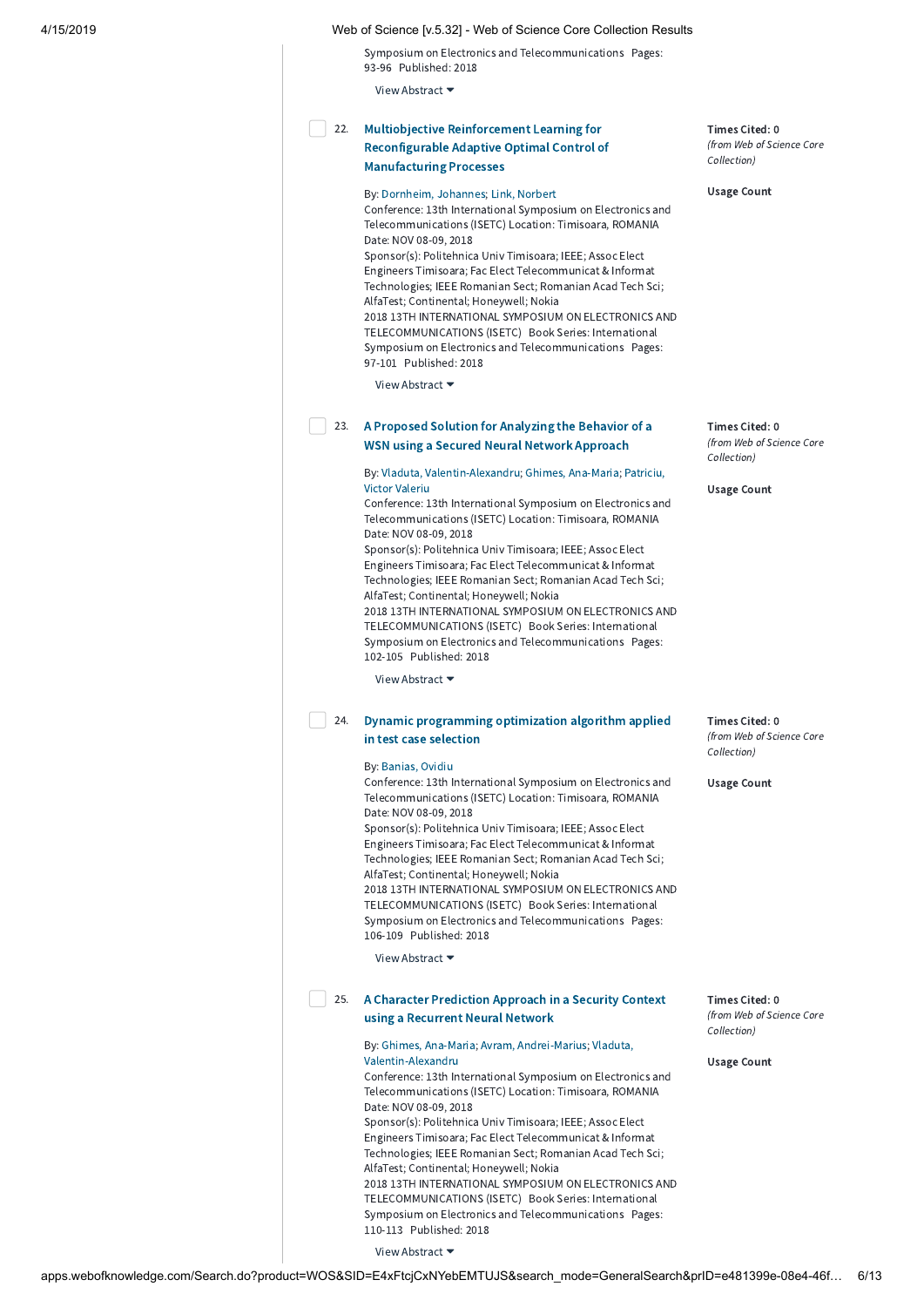Symposium on Electronics and Telecommunications  Pages: 93-96  Published: 2018

View Abstract

22. **Multiobjective Reinforcement Learning for Reconfigurable Adaptive Optimal Control of Manufacturing Processes**

By: Dornheim, Johannes; Link, Norbert
Conference: 13th International Symposium on Electronics and Telecommunications (ISETC) Location: Timisoara, ROMANIA Date: NOV 08-09, 2018
Sponsor(s): Politehnica Univ Timisoara; IEEE; Assoc Elect Engineers Timisoara; Fac Elect Telecommunicat & Informat Technologies; IEEE Romanian Sect; Romanian Acad Tech Sci; AlfaTest; Continental; Honeywell; Nokia
2018 13TH INTERNATIONAL SYMPOSIUM ON ELECTRONICS AND TELECOMMUNICATIONS (ISETC)  Book Series: International Symposium on Electronics and Telecommunications  Pages: 97-101  Published: 2018

View Abstract

Times Cited: 0
*(from Web of Science Core Collection)*

**Usage Count**

23. **A Proposed Solution for Analyzing the Behavior of a WSN using a Secured Neural Network Approach**

By: Vladuta, Valentin-Alexandru; Ghimes, Ana-Maria; Patriciu, Victor Valeriu
Conference: 13th International Symposium on Electronics and Telecommunications (ISETC) Location: Timisoara, ROMANIA Date: NOV 08-09, 2018
Sponsor(s): Politehnica Univ Timisoara; IEEE; Assoc Elect Engineers Timisoara; Fac Elect Telecommunicat & Informat Technologies; IEEE Romanian Sect; Romanian Acad Tech Sci; AlfaTest; Continental; Honeywell; Nokia
2018 13TH INTERNATIONAL SYMPOSIUM ON ELECTRONICS AND TELECOMMUNICATIONS (ISETC)  Book Series: International Symposium on Electronics and Telecommunications  Pages: 102-105  Published: 2018

View Abstract

Times Cited: 0
*(from Web of Science Core Collection)*

**Usage Count**

24. **Dynamic programming optimization algorithm applied in test case selection**

By: Banias, Ovidiu
Conference: 13th International Symposium on Electronics and Telecommunications (ISETC) Location: Timisoara, ROMANIA Date: NOV 08-09, 2018
Sponsor(s): Politehnica Univ Timisoara; IEEE; Assoc Elect Engineers Timisoara; Fac Elect Telecommunicat & Informat Technologies; IEEE Romanian Sect; Romanian Acad Tech Sci; AlfaTest; Continental; Honeywell; Nokia
2018 13TH INTERNATIONAL SYMPOSIUM ON ELECTRONICS AND TELECOMMUNICATIONS (ISETC)  Book Series: International Symposium on Electronics and Telecommunications  Pages: 106-109  Published: 2018

View Abstract

Times Cited: 0
*(from Web of Science Core Collection)*

**Usage Count**

25. **A Character Prediction Approach in a Security Context using a Recurrent Neural Network**

By: Ghimes, Ana-Maria; Avram, Andrei-Marius; Vladuta, Valentin-Alexandru
Conference: 13th International Symposium on Electronics and Telecommunications (ISETC) Location: Timisoara, ROMANIA Date: NOV 08-09, 2018
Sponsor(s): Politehnica Univ Timisoara; IEEE; Assoc Elect Engineers Timisoara; Fac Elect Telecommunicat & Informat Technologies; IEEE Romanian Sect; Romanian Acad Tech Sci; AlfaTest; Continental; Honeywell; Nokia
2018 13TH INTERNATIONAL SYMPOSIUM ON ELECTRONICS AND TELECOMMUNICATIONS (ISETC)  Book Series: International Symposium on Electronics and Telecommunications  Pages: 110-113  Published: 2018

View Abstract

Times Cited: 0
*(from Web of Science Core Collection)*

**Usage Count**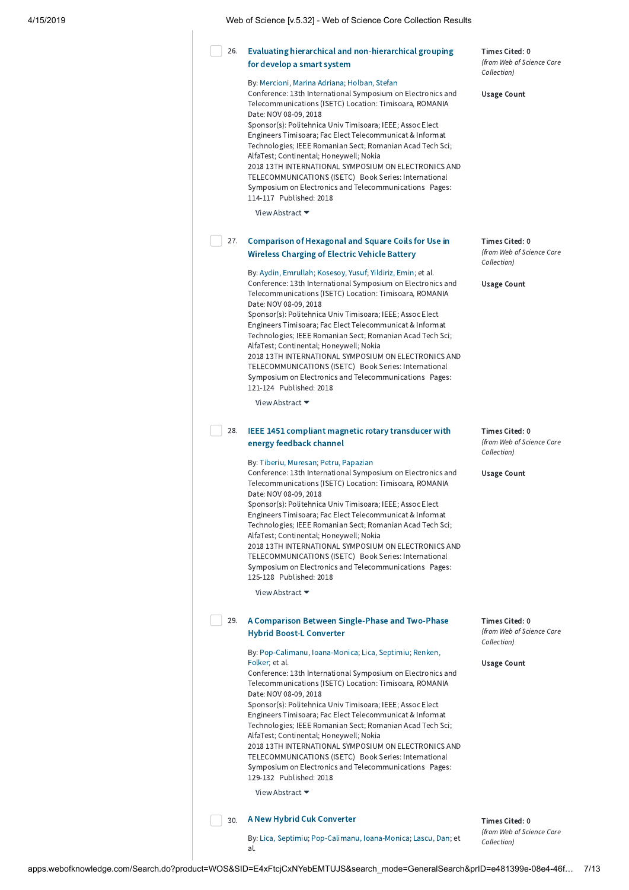26. **Evaluating hierarchical and non-hierarchical grouping for develop a smart system**

By: Mercioni, Marina Adriana; Holban, Stefan
Conference: 13th International Symposium on Electronics and Telecommunications (ISETC) Location: Timisoara, ROMANIA Date: NOV 08-09, 2018
Sponsor(s): Politehnica Univ Timisoara; IEEE; Assoc Elect Engineers Timisoara; Fac Elect Telecommunicat & Informat Technologies; IEEE Romanian Sect; Romanian Acad Tech Sci; AlfaTest; Continental; Honeywell; Nokia
2018 13TH INTERNATIONAL SYMPOSIUM ON ELECTRONICS AND TELECOMMUNICATIONS (ISETC) Book Series: International Symposium on Electronics and Telecommunications Pages: 114-117 Published: 2018

View Abstract

Times Cited: 0
*(from Web of Science Core Collection)*

Usage Count

27. **Comparison of Hexagonal and Square Coils for Use in Wireless Charging of Electric Vehicle Battery**

By: Aydin, Emrullah; Kosesoy, Yusuf; Yildiriz, Emin; et al.
Conference: 13th International Symposium on Electronics and Telecommunications (ISETC) Location: Timisoara, ROMANIA Date: NOV 08-09, 2018
Sponsor(s): Politehnica Univ Timisoara; IEEE; Assoc Elect Engineers Timisoara; Fac Elect Telecommunicat & Informat Technologies; IEEE Romanian Sect; Romanian Acad Tech Sci; AlfaTest; Continental; Honeywell; Nokia
2018 13TH INTERNATIONAL SYMPOSIUM ON ELECTRONICS AND TELECOMMUNICATIONS (ISETC) Book Series: International Symposium on Electronics and Telecommunications Pages: 121-124 Published: 2018

View Abstract

Times Cited: 0
*(from Web of Science Core Collection)*

Usage Count

28. **IEEE 1451 compliant magnetic rotary transducer with energy feedback channel**

By: Tiberiu, Muresan; Petru, Papazian
Conference: 13th International Symposium on Electronics and Telecommunications (ISETC) Location: Timisoara, ROMANIA Date: NOV 08-09, 2018
Sponsor(s): Politehnica Univ Timisoara; IEEE; Assoc Elect Engineers Timisoara; Fac Elect Telecommunicat & Informat Technologies; IEEE Romanian Sect; Romanian Acad Tech Sci; AlfaTest; Continental; Honeywell; Nokia
2018 13TH INTERNATIONAL SYMPOSIUM ON ELECTRONICS AND TELECOMMUNICATIONS (ISETC) Book Series: International Symposium on Electronics and Telecommunications Pages: 125-128 Published: 2018

View Abstract

Times Cited: 0
*(from Web of Science Core Collection)*

Usage Count

29. **A Comparison Between Single-Phase and Two-Phase Hybrid Boost-L Converter**

By: Pop-Calimanu, Ioana-Monica; Lica, Septimiu; Renken, Folker; et al.
Conference: 13th International Symposium on Electronics and Telecommunications (ISETC) Location: Timisoara, ROMANIA Date: NOV 08-09, 2018
Sponsor(s): Politehnica Univ Timisoara; IEEE; Assoc Elect Engineers Timisoara; Fac Elect Telecommunicat & Informat Technologies; IEEE Romanian Sect; Romanian Acad Tech Sci; AlfaTest; Continental; Honeywell; Nokia
2018 13TH INTERNATIONAL SYMPOSIUM ON ELECTRONICS AND TELECOMMUNICATIONS (ISETC) Book Series: International Symposium on Electronics and Telecommunications Pages: 129-132 Published: 2018

View Abstract

Times Cited: 0
*(from Web of Science Core Collection)*

Usage Count

30. **A New Hybrid Cuk Converter**

By: Lica, Septimiu; Pop-Calimanu, Ioana-Monica; Lascu, Dan; et al.

Times Cited: 0
*(from Web of Science Core Collection)*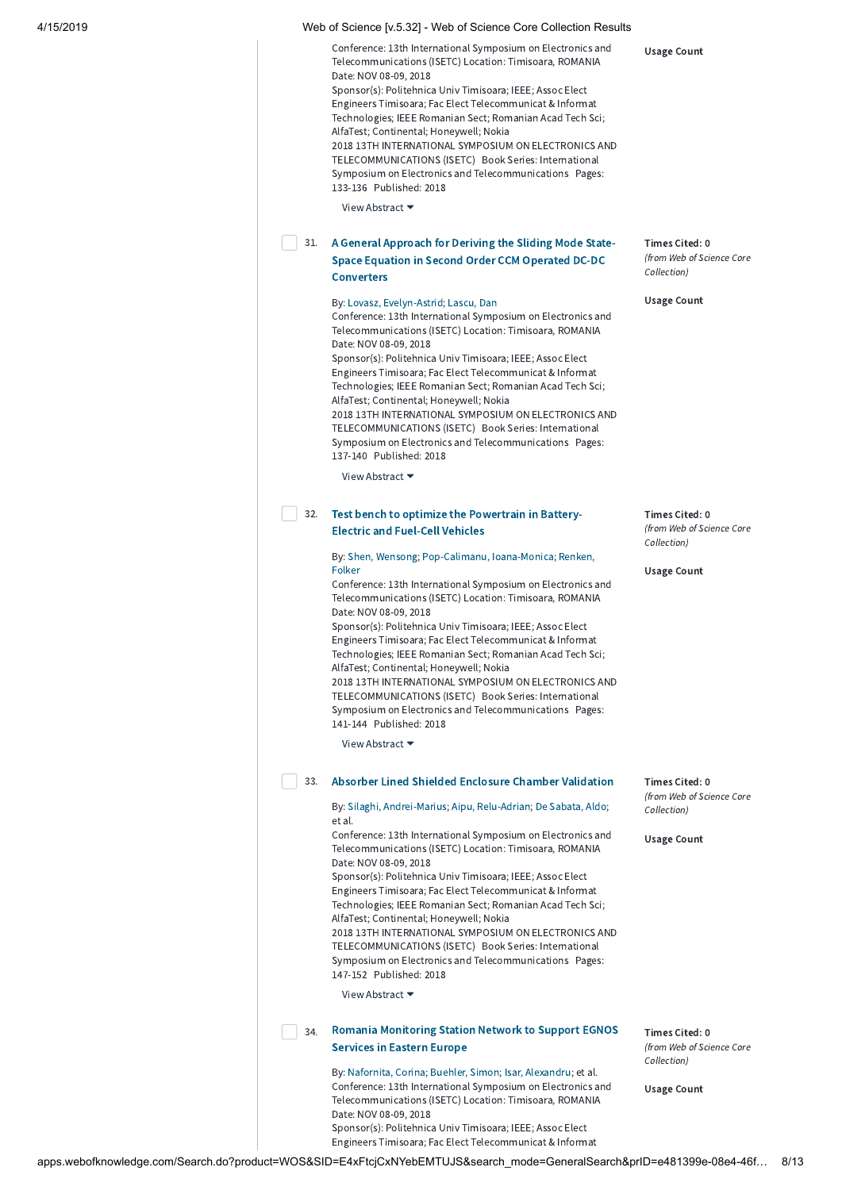Conference: 13th International Symposium on Electronics and Telecommunications (ISETC) Location: Timisoara, ROMANIA Date: NOV 08-09, 2018
Sponsor(s): Politehnica Univ Timisoara; IEEE; Assoc Elect Engineers Timisoara; Fac Elect Telecommunicat & Informat Technologies; IEEE Romanian Sect; Romanian Acad Tech Sci; AlfaTest; Continental; Honeywell; Nokia
2018 13TH INTERNATIONAL SYMPOSIUM ON ELECTRONICS AND TELECOMMUNICATIONS (ISETC) Book Series: International Symposium on Electronics and Telecommunications Pages: 133-136 Published: 2018

View Abstract

Usage Count

31. **A General Approach for Deriving the Sliding Mode State-Space Equation in Second Order CCM Operated DC-DC Converters**

By: Lovasz, Evelyn-Astrid; Lascu, Dan
Conference: 13th International Symposium on Electronics and Telecommunications (ISETC) Location: Timisoara, ROMANIA Date: NOV 08-09, 2018
Sponsor(s): Politehnica Univ Timisoara; IEEE; Assoc Elect Engineers Timisoara; Fac Elect Telecommunicat & Informat Technologies; IEEE Romanian Sect; Romanian Acad Tech Sci; AlfaTest; Continental; Honeywell; Nokia
2018 13TH INTERNATIONAL SYMPOSIUM ON ELECTRONICS AND TELECOMMUNICATIONS (ISETC) Book Series: International Symposium on Electronics and Telecommunications Pages: 137-140 Published: 2018

View Abstract

Times Cited: 0
*(from Web of Science Core Collection)*

Usage Count

32. **Test bench to optimize the Powertrain in Battery-Electric and Fuel-Cell Vehicles**

By: Shen, Wensong; Pop-Calimanu, Ioana-Monica; Renken, Folker
Conference: 13th International Symposium on Electronics and Telecommunications (ISETC) Location: Timisoara, ROMANIA Date: NOV 08-09, 2018
Sponsor(s): Politehnica Univ Timisoara; IEEE; Assoc Elect Engineers Timisoara; Fac Elect Telecommunicat & Informat Technologies; IEEE Romanian Sect; Romanian Acad Tech Sci; AlfaTest; Continental; Honeywell; Nokia
2018 13TH INTERNATIONAL SYMPOSIUM ON ELECTRONICS AND TELECOMMUNICATIONS (ISETC) Book Series: International Symposium on Electronics and Telecommunications Pages: 141-144 Published: 2018

View Abstract

Times Cited: 0
*(from Web of Science Core Collection)*

Usage Count

33. **Absorber Lined Shielded Enclosure Chamber Validation**

By: Silaghi, Andrei-Marius; Aipu, Relu-Adrian; De Sabata, Aldo; et al.
Conference: 13th International Symposium on Electronics and Telecommunications (ISETC) Location: Timisoara, ROMANIA Date: NOV 08-09, 2018
Sponsor(s): Politehnica Univ Timisoara; IEEE; Assoc Elect Engineers Timisoara; Fac Elect Telecommunicat & Informat Technologies; IEEE Romanian Sect; Romanian Acad Tech Sci; AlfaTest; Continental; Honeywell; Nokia
2018 13TH INTERNATIONAL SYMPOSIUM ON ELECTRONICS AND TELECOMMUNICATIONS (ISETC) Book Series: International Symposium on Electronics and Telecommunications Pages: 147-152 Published: 2018

View Abstract

Times Cited: 0
*(from Web of Science Core Collection)*

Usage Count

34. **Romania Monitoring Station Network to Support EGNOS Services in Eastern Europe**

By: Nafornita, Corina; Buehler, Simon; Isar, Alexandru; et al.
Conference: 13th International Symposium on Electronics and Telecommunications (ISETC) Location: Timisoara, ROMANIA Date: NOV 08-09, 2018
Sponsor(s): Politehnica Univ Timisoara; IEEE; Assoc Elect Engineers Timisoara; Fac Elect Telecommunicat & Informat

Times Cited: 0
*(from Web of Science Core Collection)*

Usage Count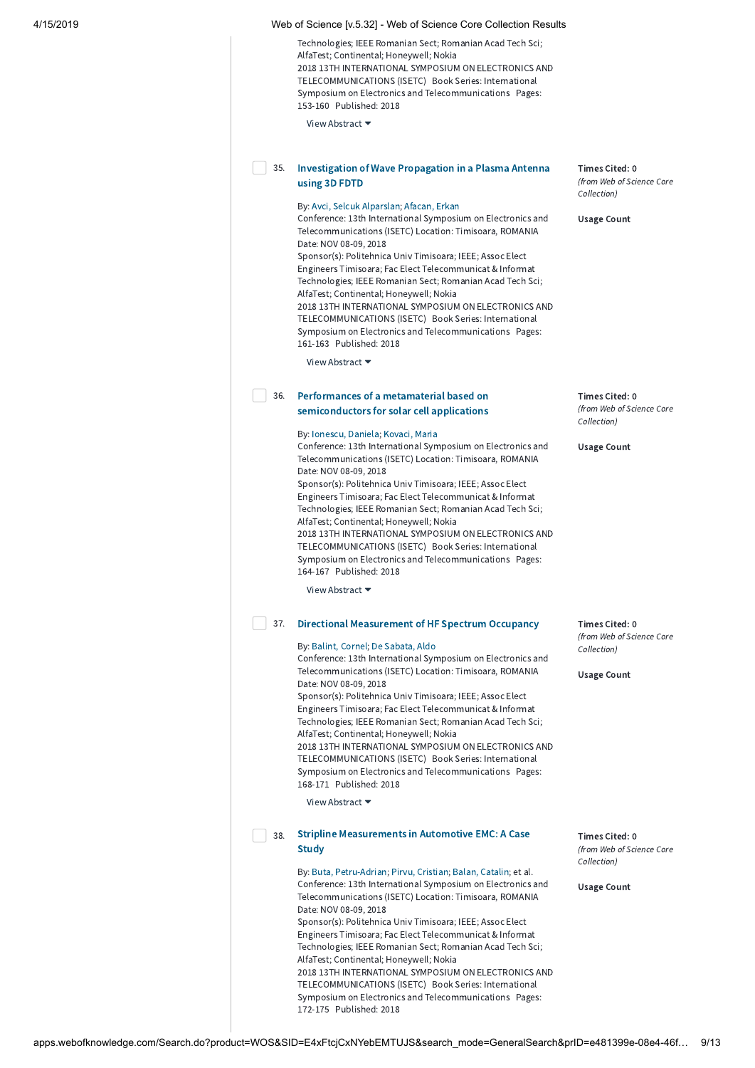Technologies; IEEE Romanian Sect; Romanian Acad Tech Sci; AlfaTest; Continental; Honeywell; Nokia
2018 13TH INTERNATIONAL SYMPOSIUM ON ELECTRONICS AND TELECOMMUNICATIONS (ISETC) Book Series: International Symposium on Electronics and Telecommunications Pages: 153-160 Published: 2018

View Abstract

35. **Investigation of Wave Propagation in a Plasma Antenna using 3D FDTD**

By: Avci, Selcuk Alparslan; Afacan, Erkan
Conference: 13th International Symposium on Electronics and Telecommunications (ISETC) Location: Timisoara, ROMANIA Date: NOV 08-09, 2018
Sponsor(s): Politehnica Univ Timisoara; IEEE; Assoc Elect Engineers Timisoara; Fac Elect Telecommunicat & Informat Technologies; IEEE Romanian Sect; Romanian Acad Tech Sci; AlfaTest; Continental; Honeywell; Nokia
2018 13TH INTERNATIONAL SYMPOSIUM ON ELECTRONICS AND TELECOMMUNICATIONS (ISETC) Book Series: International Symposium on Electronics and Telecommunications Pages: 161-163 Published: 2018

View Abstract

**Times Cited:** 0
*(from Web of Science Core Collection)*

**Usage Count**

36. **Performances of a metamaterial based on semiconductors for solar cell applications**

By: Ionescu, Daniela; Kovaci, Maria
Conference: 13th International Symposium on Electronics and Telecommunications (ISETC) Location: Timisoara, ROMANIA Date: NOV 08-09, 2018
Sponsor(s): Politehnica Univ Timisoara; IEEE; Assoc Elect Engineers Timisoara; Fac Elect Telecommunicat & Informat Technologies; IEEE Romanian Sect; Romanian Acad Tech Sci; AlfaTest; Continental; Honeywell; Nokia
2018 13TH INTERNATIONAL SYMPOSIUM ON ELECTRONICS AND TELECOMMUNICATIONS (ISETC) Book Series: International Symposium on Electronics and Telecommunications Pages: 164-167 Published: 2018

View Abstract

**Times Cited:** 0
*(from Web of Science Core Collection)*

**Usage Count**

37. **Directional Measurement of HF Spectrum Occupancy**

By: Balint, Cornel; De Sabata, Aldo
Conference: 13th International Symposium on Electronics and Telecommunications (ISETC) Location: Timisoara, ROMANIA Date: NOV 08-09, 2018
Sponsor(s): Politehnica Univ Timisoara; IEEE; Assoc Elect Engineers Timisoara; Fac Elect Telecommunicat & Informat Technologies; IEEE Romanian Sect; Romanian Acad Tech Sci; AlfaTest; Continental; Honeywell; Nokia
2018 13TH INTERNATIONAL SYMPOSIUM ON ELECTRONICS AND TELECOMMUNICATIONS (ISETC) Book Series: International Symposium on Electronics and Telecommunications Pages: 168-171 Published: 2018

View Abstract

**Times Cited:** 0
*(from Web of Science Core Collection)*

**Usage Count**

38. **Stripline Measurements in Automotive EMC: A Case Study**

By: Buta, Petru-Adrian; Pirvu, Cristian; Balan, Catalin; et al.
Conference: 13th International Symposium on Electronics and Telecommunications (ISETC) Location: Timisoara, ROMANIA Date: NOV 08-09, 2018
Sponsor(s): Politehnica Univ Timisoara; IEEE; Assoc Elect Engineers Timisoara; Fac Elect Telecommunicat & Informat Technologies; IEEE Romanian Sect; Romanian Acad Tech Sci; AlfaTest; Continental; Honeywell; Nokia
2018 13TH INTERNATIONAL SYMPOSIUM ON ELECTRONICS AND TELECOMMUNICATIONS (ISETC) Book Series: International Symposium on Electronics and Telecommunications Pages: 172-175 Published: 2018

**Times Cited:** 0
*(from Web of Science Core Collection)*

**Usage Count**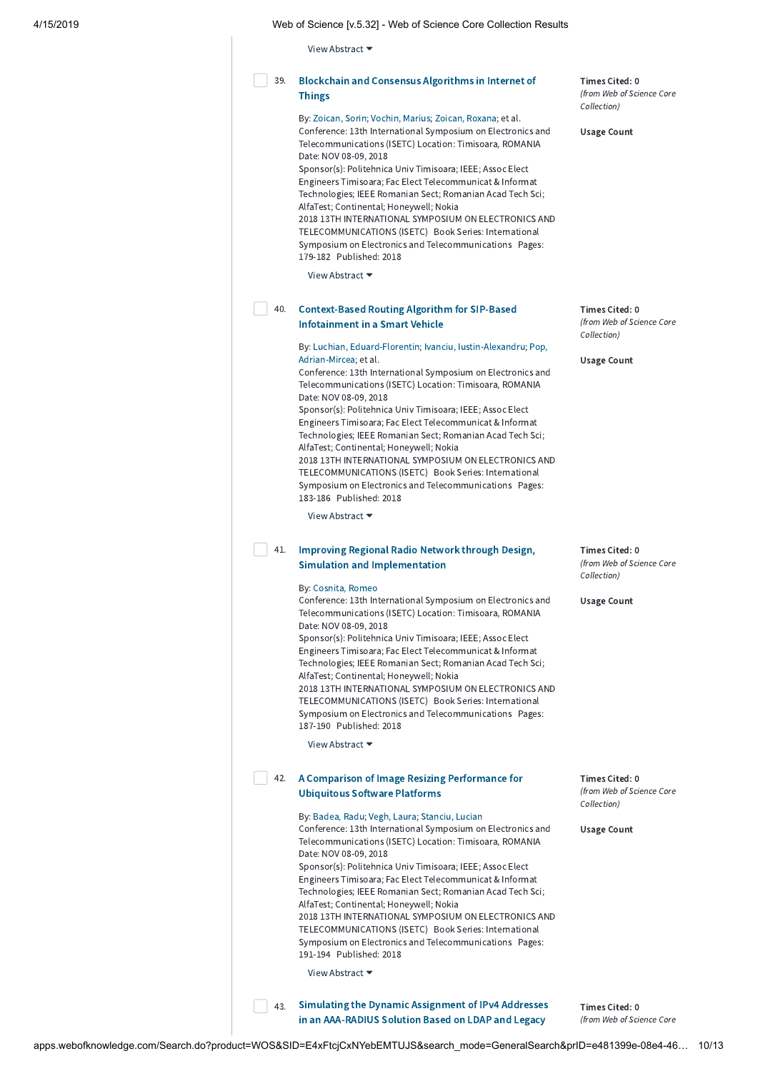View Abstract ▾

39. **Blockchain and Consensus Algorithms in Internet of Things**

By: Zoican, Sorin; Vochin, Marius; Zoican, Roxana; et al.
Conference: 13th International Symposium on Electronics and Telecommunications (ISETC) Location: Timisoara, ROMANIA Date: NOV 08-09, 2018
Sponsor(s): Politehnica Univ Timisoara; IEEE; Assoc Elect Engineers Timisoara; Fac Elect Telecommunicat & Informat Technologies; IEEE Romanian Sect; Romanian Acad Tech Sci; AlfaTest; Continental; Honeywell; Nokia
2018 13TH INTERNATIONAL SYMPOSIUM ON ELECTRONICS AND TELECOMMUNICATIONS (ISETC) Book Series: International Symposium on Electronics and Telecommunications Pages: 179-182 Published: 2018

View Abstract ▾

**Times Cited: 0**
*(from Web of Science Core Collection)*

**Usage Count**

40. **Context-Based Routing Algorithm for SIP-Based Infotainment in a Smart Vehicle**

By: Luchian, Eduard-Florentin; Ivanciu, Iustin-Alexandru; Pop, Adrian-Mircea; et al.
Conference: 13th International Symposium on Electronics and Telecommunications (ISETC) Location: Timisoara, ROMANIA Date: NOV 08-09, 2018
Sponsor(s): Politehnica Univ Timisoara; IEEE; Assoc Elect Engineers Timisoara; Fac Elect Telecommunicat & Informat Technologies; IEEE Romanian Sect; Romanian Acad Tech Sci; AlfaTest; Continental; Honeywell; Nokia
2018 13TH INTERNATIONAL SYMPOSIUM ON ELECTRONICS AND TELECOMMUNICATIONS (ISETC) Book Series: International Symposium on Electronics and Telecommunications Pages: 183-186 Published: 2018

View Abstract ▾

**Times Cited: 0**
*(from Web of Science Core Collection)*

**Usage Count**

41. **Improving Regional Radio Network through Design, Simulation and Implementation**

By: Cosnita, Romeo
Conference: 13th International Symposium on Electronics and Telecommunications (ISETC) Location: Timisoara, ROMANIA Date: NOV 08-09, 2018
Sponsor(s): Politehnica Univ Timisoara; IEEE; Assoc Elect Engineers Timisoara; Fac Elect Telecommunicat & Informat Technologies; IEEE Romanian Sect; Romanian Acad Tech Sci; AlfaTest; Continental; Honeywell; Nokia
2018 13TH INTERNATIONAL SYMPOSIUM ON ELECTRONICS AND TELECOMMUNICATIONS (ISETC) Book Series: International Symposium on Electronics and Telecommunications Pages: 187-190 Published: 2018

View Abstract ▾

**Times Cited: 0**
*(from Web of Science Core Collection)*

**Usage Count**

42. **A Comparison of Image Resizing Performance for Ubiquitous Software Platforms**

By: Badea, Radu; Vegh, Laura; Stanciu, Lucian
Conference: 13th International Symposium on Electronics and Telecommunications (ISETC) Location: Timisoara, ROMANIA Date: NOV 08-09, 2018
Sponsor(s): Politehnica Univ Timisoara; IEEE; Assoc Elect Engineers Timisoara; Fac Elect Telecommunicat & Informat Technologies; IEEE Romanian Sect; Romanian Acad Tech Sci; AlfaTest; Continental; Honeywell; Nokia
2018 13TH INTERNATIONAL SYMPOSIUM ON ELECTRONICS AND TELECOMMUNICATIONS (ISETC) Book Series: International Symposium on Electronics and Telecommunications Pages: 191-194 Published: 2018

View Abstract ▾

**Times Cited: 0**
*(from Web of Science Core Collection)*

**Usage Count**

43. **Simulating the Dynamic Assignment of IPv4 Addresses in an AAA-RADIUS Solution Based on LDAP and Legacy**

**Times Cited: 0**
*(from Web of Science Core*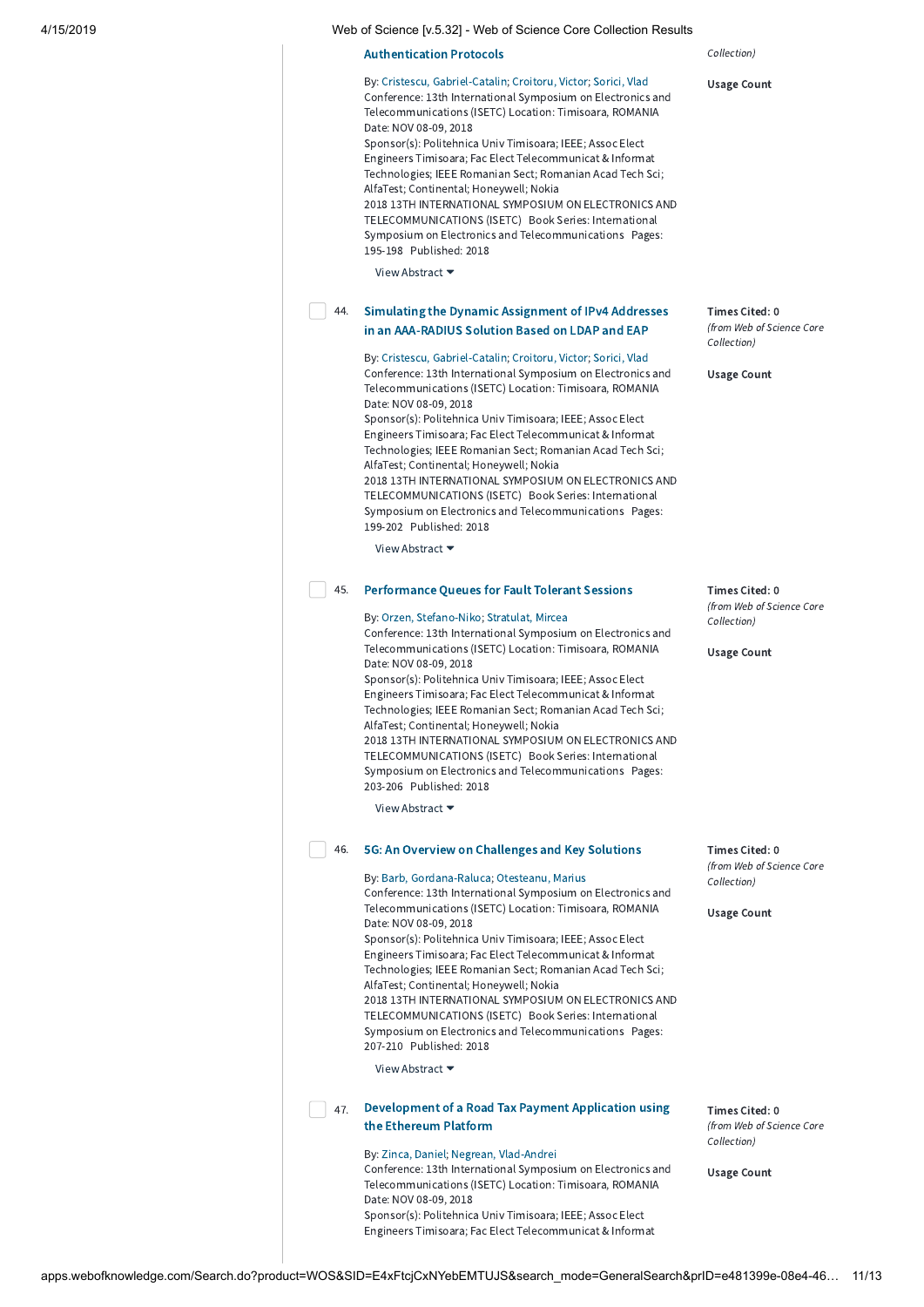**Authentication Protocols**

*Collection)*

By: Cristescu, Gabriel-Catalin; Croitoru, Victor; Sorici, Vlad
Conference: 13th International Symposium on Electronics and Telecommunications (ISETC) Location: Timisoara, ROMANIA Date: NOV 08-09, 2018
Sponsor(s): Politehnica Univ Timisoara; IEEE; Assoc Elect Engineers Timisoara; Fac Elect Telecommunicat & Informat Technologies; IEEE Romanian Sect; Romanian Acad Tech Sci; AlfaTest; Continental; Honeywell; Nokia
2018 13TH INTERNATIONAL SYMPOSIUM ON ELECTRONICS AND TELECOMMUNICATIONS (ISETC) Book Series: International Symposium on Electronics and Telecommunications Pages: 195-198 Published: 2018

**Usage Count**

View Abstract

44. **Simulating the Dynamic Assignment of IPv4 Addresses in an AAA-RADIUS Solution Based on LDAP and EAP**

By: Cristescu, Gabriel-Catalin; Croitoru, Victor; Sorici, Vlad
Conference: 13th International Symposium on Electronics and Telecommunications (ISETC) Location: Timisoara, ROMANIA Date: NOV 08-09, 2018
Sponsor(s): Politehnica Univ Timisoara; IEEE; Assoc Elect Engineers Timisoara; Fac Elect Telecommunicat & Informat Technologies; IEEE Romanian Sect; Romanian Acad Tech Sci; AlfaTest; Continental; Honeywell; Nokia
2018 13TH INTERNATIONAL SYMPOSIUM ON ELECTRONICS AND TELECOMMUNICATIONS (ISETC) Book Series: International Symposium on Electronics and Telecommunications Pages: 199-202 Published: 2018

Times Cited: 0
*(from Web of Science Core Collection)*

**Usage Count**

View Abstract

45. **Performance Queues for Fault Tolerant Sessions**

By: Orzen, Stefano-Niko; Stratulat, Mircea
Conference: 13th International Symposium on Electronics and Telecommunications (ISETC) Location: Timisoara, ROMANIA Date: NOV 08-09, 2018
Sponsor(s): Politehnica Univ Timisoara; IEEE; Assoc Elect Engineers Timisoara; Fac Elect Telecommunicat & Informat Technologies; IEEE Romanian Sect; Romanian Acad Tech Sci; AlfaTest; Continental; Honeywell; Nokia
2018 13TH INTERNATIONAL SYMPOSIUM ON ELECTRONICS AND TELECOMMUNICATIONS (ISETC) Book Series: International Symposium on Electronics and Telecommunications Pages: 203-206 Published: 2018

Times Cited: 0
*(from Web of Science Core Collection)*

**Usage Count**

View Abstract

46. **5G: An Overview on Challenges and Key Solutions**

By: Barb, Gordana-Raluca; Otesteanu, Marius
Conference: 13th International Symposium on Electronics and Telecommunications (ISETC) Location: Timisoara, ROMANIA Date: NOV 08-09, 2018
Sponsor(s): Politehnica Univ Timisoara; IEEE; Assoc Elect Engineers Timisoara; Fac Elect Telecommunicat & Informat Technologies; IEEE Romanian Sect; Romanian Acad Tech Sci; AlfaTest; Continental; Honeywell; Nokia
2018 13TH INTERNATIONAL SYMPOSIUM ON ELECTRONICS AND TELECOMMUNICATIONS (ISETC) Book Series: International Symposium on Electronics and Telecommunications Pages: 207-210 Published: 2018

Times Cited: 0
*(from Web of Science Core Collection)*

**Usage Count**

View Abstract

47. **Development of a Road Tax Payment Application using the Ethereum Platform**

By: Zinca, Daniel; Negrean, Vlad-Andrei
Conference: 13th International Symposium on Electronics and Telecommunications (ISETC) Location: Timisoara, ROMANIA Date: NOV 08-09, 2018
Sponsor(s): Politehnica Univ Timisoara; IEEE; Assoc Elect Engineers Timisoara; Fac Elect Telecommunicat & Informat

Times Cited: 0
*(from Web of Science Core Collection)*

**Usage Count**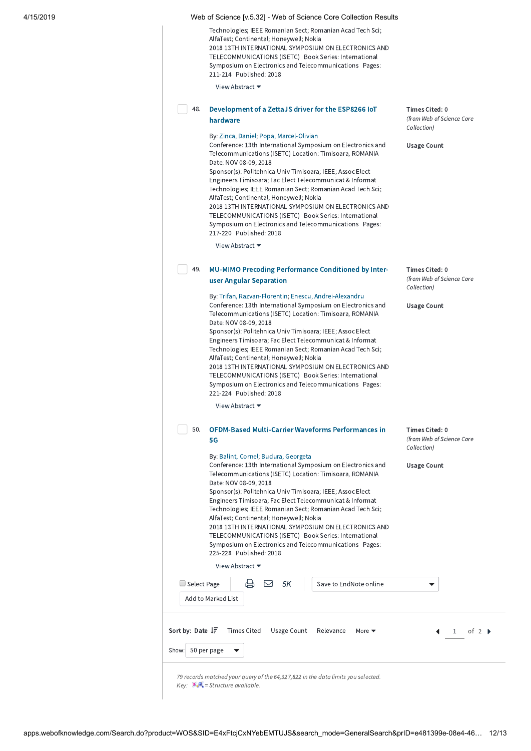Technologies; IEEE Romanian Sect; Romanian Acad Tech Sci; AlfaTest; Continental; Honeywell; Nokia
2018 13TH INTERNATIONAL SYMPOSIUM ON ELECTRONICS AND TELECOMMUNICATIONS (ISETC) Book Series: International Symposium on Electronics and Telecommunications Pages: 211-214 Published: 2018

View Abstract

48. **Development of a ZettaJS driver for the ESP8266 IoT hardware**

**Times Cited: 0** *(from Web of Science Core Collection)*

**Usage Count**

By: Zinca, Daniel; Popa, Marcel-Olivian
Conference: 13th International Symposium on Electronics and Telecommunications (ISETC) Location: Timisoara, ROMANIA Date: NOV 08-09, 2018
Sponsor(s): Politehnica Univ Timisoara; IEEE; Assoc Elect Engineers Timisoara; Fac Elect Telecommunicat & Informat Technologies; IEEE Romanian Sect; Romanian Acad Tech Sci; AlfaTest; Continental; Honeywell; Nokia
2018 13TH INTERNATIONAL SYMPOSIUM ON ELECTRONICS AND TELECOMMUNICATIONS (ISETC) Book Series: International Symposium on Electronics and Telecommunications Pages: 217-220 Published: 2018

View Abstract

49. **MU-MIMO Precoding Performance Conditioned by Inter-user Angular Separation**

**Times Cited: 0** *(from Web of Science Core Collection)*

**Usage Count**

By: Trifan, Razvan-Florentin; Enescu, Andrei-Alexandru
Conference: 13th International Symposium on Electronics and Telecommunications (ISETC) Location: Timisoara, ROMANIA Date: NOV 08-09, 2018
Sponsor(s): Politehnica Univ Timisoara; IEEE; Assoc Elect Engineers Timisoara; Fac Elect Telecommunicat & Informat Technologies; IEEE Romanian Sect; Romanian Acad Tech Sci; AlfaTest; Continental; Honeywell; Nokia
2018 13TH INTERNATIONAL SYMPOSIUM ON ELECTRONICS AND TELECOMMUNICATIONS (ISETC) Book Series: International Symposium on Electronics and Telecommunications Pages: 221-224 Published: 2018

View Abstract

50. **OFDM-Based Multi-Carrier Waveforms Performances in 5G**

**Times Cited: 0** *(from Web of Science Core Collection)*

**Usage Count**

By: Balint, Cornel; Budura, Georgeta
Conference: 13th International Symposium on Electronics and Telecommunications (ISETC) Location: Timisoara, ROMANIA Date: NOV 08-09, 2018
Sponsor(s): Politehnica Univ Timisoara; IEEE; Assoc Elect Engineers Timisoara; Fac Elect Telecommunicat & Informat Technologies; IEEE Romanian Sect; Romanian Acad Tech Sci; AlfaTest; Continental; Honeywell; Nokia
2018 13TH INTERNATIONAL SYMPOSIUM ON ELECTRONICS AND TELECOMMUNICATIONS (ISETC) Book Series: International Symposium on Electronics and Telecommunications Pages: 225-228 Published: 2018

View Abstract

Select Page | 5K | Save to EndNote online

Add to Marked List

**Sort by: Date** | Times Cited | Usage Count | Relevance | More

1 of 2

Show: 50 per page

*79 records matched your query of the 64,327,822 in the data limits you selected.*
*Key: = Structure available.*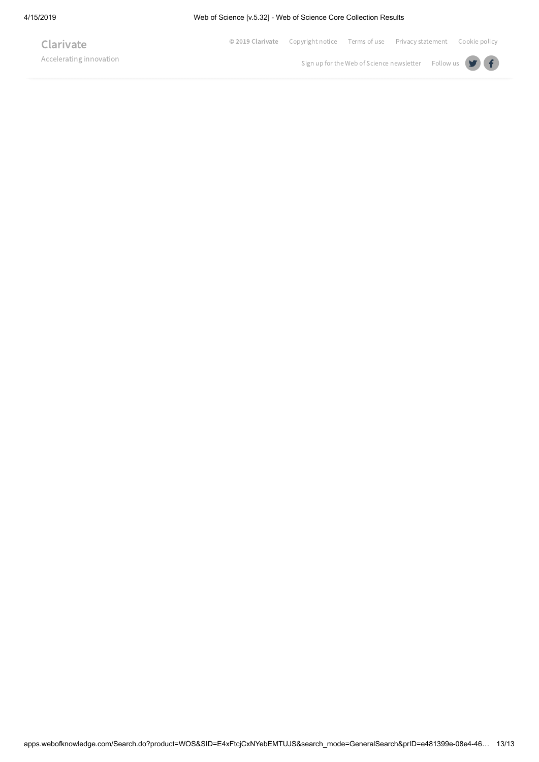Clarivate

Accelerating innovation

© 2019 Clarivate Copyright notice Terms of use Privacy statement Cookie policy

Sign up for the Web of Science newsletter Follow us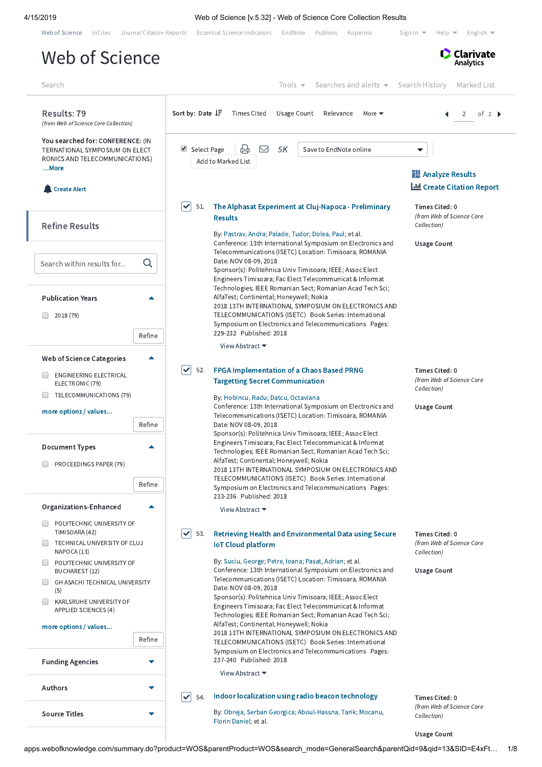# Web of Science

Web of Science | InCites | Journal Citation Reports | Essential Science Indicators | EndNote | Publons | Kopernio | Sign In | Help | English

Search | Tools | Searches and alerts | Search History | Marked List

**Results: 79**
*(from Web of Science Core Collection)*

**You searched for:** CONFERENCE: (INTERNATIONAL SYMPOSIUM ON ELECTRONICS AND TELECOMMUNICATIONS) ...More

Create Alert

## Refine Results

Search within results for...

**Publication Years**
- 2018 (79)

**Web of Science Categories**
- ENGINEERING ELECTRICAL ELECTRONIC (79)
- TELECOMMUNICATIONS (79)

more options / values...

**Document Types**
- PROCEEDINGS PAPER (79)

**Organizations-Enhanced**
- POLYTECHNIC UNIVERSITY OF TIMISOARA (42)
- TECHNICAL UNIVERSITY OF CLUJ NAPOCA (13)
- POLYTECHNIC UNIVERSITY OF BUCHAREST (12)
- GH ASACHI TECHNICAL UNIVERSITY (5)
- KARLSRUHE UNIVERSITY OF APPLIED SCIENCES (4)

more options / values...

**Funding Agencies**

**Authors**

**Source Titles**

---

Sort by: **Date** | Times Cited | Usage Count | Relevance | More — 2 of 2

Select Page | Add to Marked List | 5K | Save to EndNote online

Analyze Results | Create Citation Report

**51. The Alphasat Experiment at Cluj-Napoca - Preliminary Results**

By: Pastrav, Andra; Palade, Tudor; Dolea, Paul; et al.
Conference: 13th International Symposium on Electronics and Telecommunications (ISETC) Location: Timisoara, ROMANIA Date: NOV 08-09, 2018
Sponsor(s): Politehnica Univ Timisoara; IEEE; Assoc Elect Engineers Timisoara; Fac Elect Telecommunicat & Informat Technologies; IEEE Romanian Sect; Romanian Acad Tech Sci; AlfaTest; Continental; Honeywell; Nokia
2018 13TH INTERNATIONAL SYMPOSIUM ON ELECTRONICS AND TELECOMMUNICATIONS (ISETC) Book Series: International Symposium on Electronics and Telecommunications Pages: 229-232 Published: 2018

View Abstract

**Times Cited: 0** *(from Web of Science Core Collection)*
**Usage Count**

**52. FPGA Implementation of a Chaos Based PRNG Targetting Secret Communication**

By: Hobincu, Radu; Datcu, Octaviana
Conference: 13th International Symposium on Electronics and Telecommunications (ISETC) Location: Timisoara, ROMANIA Date: NOV 08-09, 2018
Sponsor(s): Politehnica Univ Timisoara; IEEE; Assoc Elect Engineers Timisoara; Fac Elect Telecommunicat & Informat Technologies; IEEE Romanian Sect; Romanian Acad Tech Sci; AlfaTest; Continental; Honeywell; Nokia
2018 13TH INTERNATIONAL SYMPOSIUM ON ELECTRONICS AND TELECOMMUNICATIONS (ISETC) Book Series: International Symposium on Electronics and Telecommunications Pages: 233-236 Published: 2018

View Abstract

**Times Cited: 0** *(from Web of Science Core Collection)*
**Usage Count**

**53. Retrieving Health and Environmental Data using Secure IoT Cloud platform**

By: Suciu, George; Petre, Ioana; Pasat, Adrian; et al.
Conference: 13th International Symposium on Electronics and Telecommunications (ISETC) Location: Timisoara, ROMANIA Date: NOV 08-09, 2018
Sponsor(s): Politehnica Univ Timisoara; IEEE; Assoc Elect Engineers Timisoara; Fac Elect Telecommunicat & Informat Technologies; IEEE Romanian Sect; Romanian Acad Tech Sci; AlfaTest; Continental; Honeywell; Nokia
2018 13TH INTERNATIONAL SYMPOSIUM ON ELECTRONICS AND TELECOMMUNICATIONS (ISETC) Book Series: International Symposium on Electronics and Telecommunications Pages: 237-240 Published: 2018

View Abstract

**Times Cited: 0** *(from Web of Science Core Collection)*
**Usage Count**

**54. Indoor localization using radio beacon technology**

By: Obreja, Serban Georgica; Aboul-Hassna, Tarik; Mocanu, Florin Daniel; et al.

**Times Cited: 0** *(from Web of Science Core Collection)*
**Usage Count**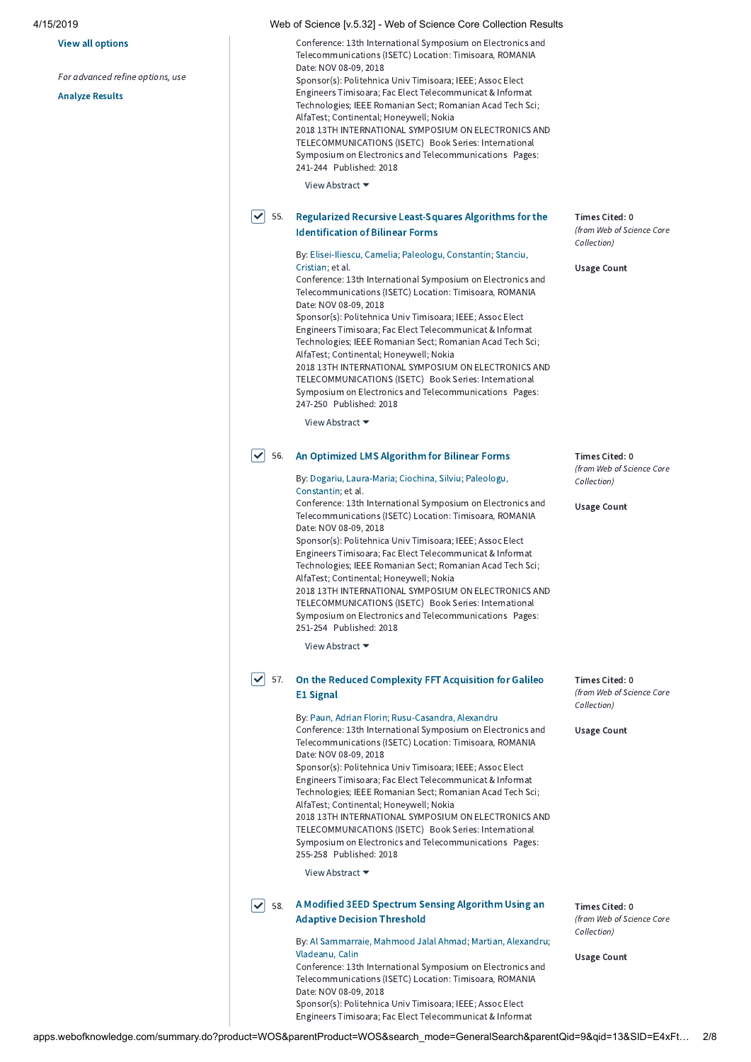View all options

*For advanced refine options, use*

Analyze Results

Conference: 13th International Symposium on Electronics and Telecommunications (ISETC) Location: Timisoara, ROMANIA Date: NOV 08-09, 2018
Sponsor(s): Politehnica Univ Timisoara; IEEE; Assoc Elect Engineers Timisoara; Fac Elect Telecommunicat & Informat Technologies; IEEE Romanian Sect; Romanian Acad Tech Sci; AlfaTest; Continental; Honeywell; Nokia
2018 13TH INTERNATIONAL SYMPOSIUM ON ELECTRONICS AND TELECOMMUNICATIONS (ISETC) Book Series: International Symposium on Electronics and Telecommunications Pages: 241-244 Published: 2018

View Abstract

---

55. **Regularized Recursive Least-Squares Algorithms for the Identification of Bilinear Forms**

By: Elisei-Iliescu, Camelia; Paleologu, Constantin; Stanciu, Cristian; et al.
Conference: 13th International Symposium on Electronics and Telecommunications (ISETC) Location: Timisoara, ROMANIA Date: NOV 08-09, 2018
Sponsor(s): Politehnica Univ Timisoara; IEEE; Assoc Elect Engineers Timisoara; Fac Elect Telecommunicat & Informat Technologies; IEEE Romanian Sect; Romanian Acad Tech Sci; AlfaTest; Continental; Honeywell; Nokia
2018 13TH INTERNATIONAL SYMPOSIUM ON ELECTRONICS AND TELECOMMUNICATIONS (ISETC) Book Series: International Symposium on Electronics and Telecommunications Pages: 247-250 Published: 2018

View Abstract

**Times Cited: 0**
*(from Web of Science Core Collection)*

**Usage Count**

---

56. **An Optimized LMS Algorithm for Bilinear Forms**

By: Dogariu, Laura-Maria; Ciochina, Silviu; Paleologu, Constantin; et al.
Conference: 13th International Symposium on Electronics and Telecommunications (ISETC) Location: Timisoara, ROMANIA Date: NOV 08-09, 2018
Sponsor(s): Politehnica Univ Timisoara; IEEE; Assoc Elect Engineers Timisoara; Fac Elect Telecommunicat & Informat Technologies; IEEE Romanian Sect; Romanian Acad Tech Sci; AlfaTest; Continental; Honeywell; Nokia
2018 13TH INTERNATIONAL SYMPOSIUM ON ELECTRONICS AND TELECOMMUNICATIONS (ISETC) Book Series: International Symposium on Electronics and Telecommunications Pages: 251-254 Published: 2018

View Abstract

**Times Cited: 0**
*(from Web of Science Core Collection)*

**Usage Count**

---

57. **On the Reduced Complexity FFT Acquisition for Galileo E1 Signal**

By: Paun, Adrian Florin; Rusu-Casandra, Alexandru
Conference: 13th International Symposium on Electronics and Telecommunications (ISETC) Location: Timisoara, ROMANIA Date: NOV 08-09, 2018
Sponsor(s): Politehnica Univ Timisoara; IEEE; Assoc Elect Engineers Timisoara; Fac Elect Telecommunicat & Informat Technologies; IEEE Romanian Sect; Romanian Acad Tech Sci; AlfaTest; Continental; Honeywell; Nokia
2018 13TH INTERNATIONAL SYMPOSIUM ON ELECTRONICS AND TELECOMMUNICATIONS (ISETC) Book Series: International Symposium on Electronics and Telecommunications Pages: 255-258 Published: 2018

View Abstract

**Times Cited: 0**
*(from Web of Science Core Collection)*

**Usage Count**

---

58. **A Modified 3EED Spectrum Sensing Algorithm Using an Adaptive Decision Threshold**

By: Al Sammarraie, Mahmood Jalal Ahmad; Martian, Alexandru; Vladeanu, Calin
Conference: 13th International Symposium on Electronics and Telecommunications (ISETC) Location: Timisoara, ROMANIA Date: NOV 08-09, 2018
Sponsor(s): Politehnica Univ Timisoara; IEEE; Assoc Elect Engineers Timisoara; Fac Elect Telecommunicat & Informat

**Times Cited: 0**
*(from Web of Science Core Collection)*

**Usage Count**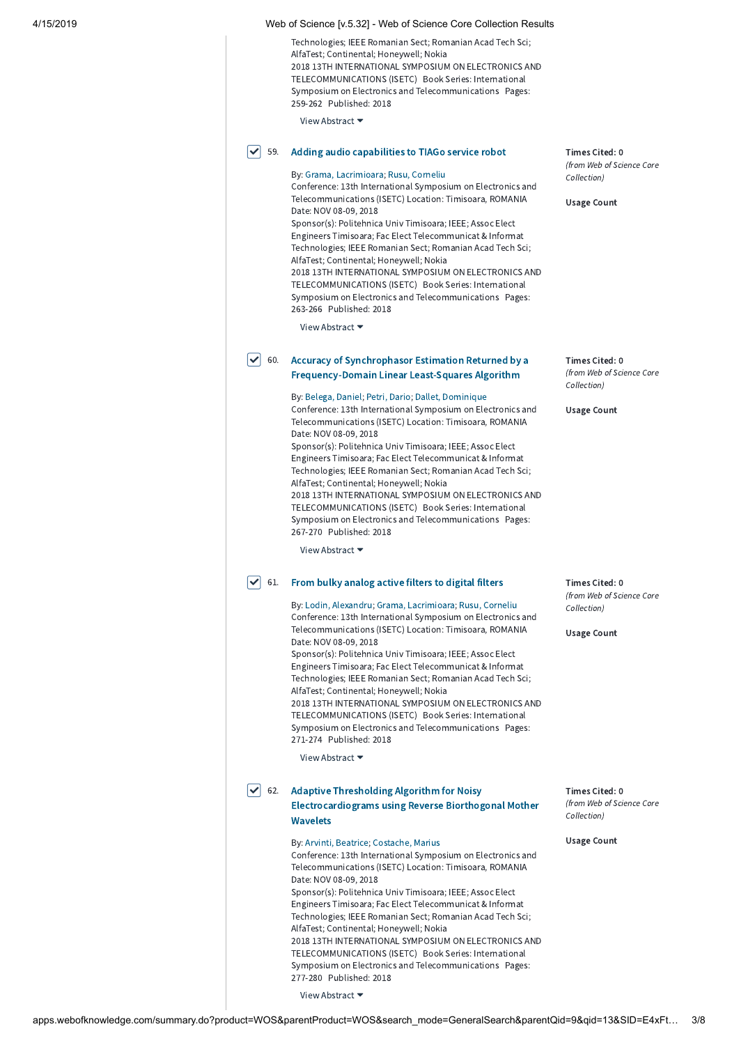Technologies; IEEE Romanian Sect; Romanian Acad Tech Sci; AlfaTest; Continental; Honeywell; Nokia
2018 13TH INTERNATIONAL SYMPOSIUM ON ELECTRONICS AND TELECOMMUNICATIONS (ISETC) Book Series: International Symposium on Electronics and Telecommunications Pages: 259-262 Published: 2018

View Abstract

59. **Adding audio capabilities to TIAGo service robot**

Times Cited: 0
*(from Web of Science Core Collection)*

**Usage Count**

By: Grama, Lacrimioara; Rusu, Corneliu
Conference: 13th International Symposium on Electronics and Telecommunications (ISETC) Location: Timisoara, ROMANIA Date: NOV 08-09, 2018
Sponsor(s): Politehnica Univ Timisoara; IEEE; Assoc Elect Engineers Timisoara; Fac Elect Telecommunicat & Informat Technologies; IEEE Romanian Sect; Romanian Acad Tech Sci; AlfaTest; Continental; Honeywell; Nokia
2018 13TH INTERNATIONAL SYMPOSIUM ON ELECTRONICS AND TELECOMMUNICATIONS (ISETC) Book Series: International Symposium on Electronics and Telecommunications Pages: 263-266 Published: 2018

View Abstract

60. **Accuracy of Synchrophasor Estimation Returned by a Frequency-Domain Linear Least-Squares Algorithm**

Times Cited: 0
*(from Web of Science Core Collection)*

**Usage Count**

By: Belega, Daniel; Petri, Dario; Dallet, Dominique
Conference: 13th International Symposium on Electronics and Telecommunications (ISETC) Location: Timisoara, ROMANIA Date: NOV 08-09, 2018
Sponsor(s): Politehnica Univ Timisoara; IEEE; Assoc Elect Engineers Timisoara; Fac Elect Telecommunicat & Informat Technologies; IEEE Romanian Sect; Romanian Acad Tech Sci; AlfaTest; Continental; Honeywell; Nokia
2018 13TH INTERNATIONAL SYMPOSIUM ON ELECTRONICS AND TELECOMMUNICATIONS (ISETC) Book Series: International Symposium on Electronics and Telecommunications Pages: 267-270 Published: 2018

View Abstract

61. **From bulky analog active filters to digital filters**

Times Cited: 0
*(from Web of Science Core Collection)*

**Usage Count**

By: Lodin, Alexandru; Grama, Lacrimioara; Rusu, Corneliu
Conference: 13th International Symposium on Electronics and Telecommunications (ISETC) Location: Timisoara, ROMANIA Date: NOV 08-09, 2018
Sponsor(s): Politehnica Univ Timisoara; IEEE; Assoc Elect Engineers Timisoara; Fac Elect Telecommunicat & Informat Technologies; IEEE Romanian Sect; Romanian Acad Tech Sci; AlfaTest; Continental; Honeywell; Nokia
2018 13TH INTERNATIONAL SYMPOSIUM ON ELECTRONICS AND TELECOMMUNICATIONS (ISETC) Book Series: International Symposium on Electronics and Telecommunications Pages: 271-274 Published: 2018

View Abstract

62. **Adaptive Thresholding Algorithm for Noisy Electrocardiograms using Reverse Biorthogonal Mother Wavelets**

Times Cited: 0
*(from Web of Science Core Collection)*

**Usage Count**

By: Arvinti, Beatrice; Costache, Marius
Conference: 13th International Symposium on Electronics and Telecommunications (ISETC) Location: Timisoara, ROMANIA Date: NOV 08-09, 2018
Sponsor(s): Politehnica Univ Timisoara; IEEE; Assoc Elect Engineers Timisoara; Fac Elect Telecommunicat & Informat Technologies; IEEE Romanian Sect; Romanian Acad Tech Sci; AlfaTest; Continental; Honeywell; Nokia
2018 13TH INTERNATIONAL SYMPOSIUM ON ELECTRONICS AND TELECOMMUNICATIONS (ISETC) Book Series: International Symposium on Electronics and Telecommunications Pages: 277-280 Published: 2018

View Abstract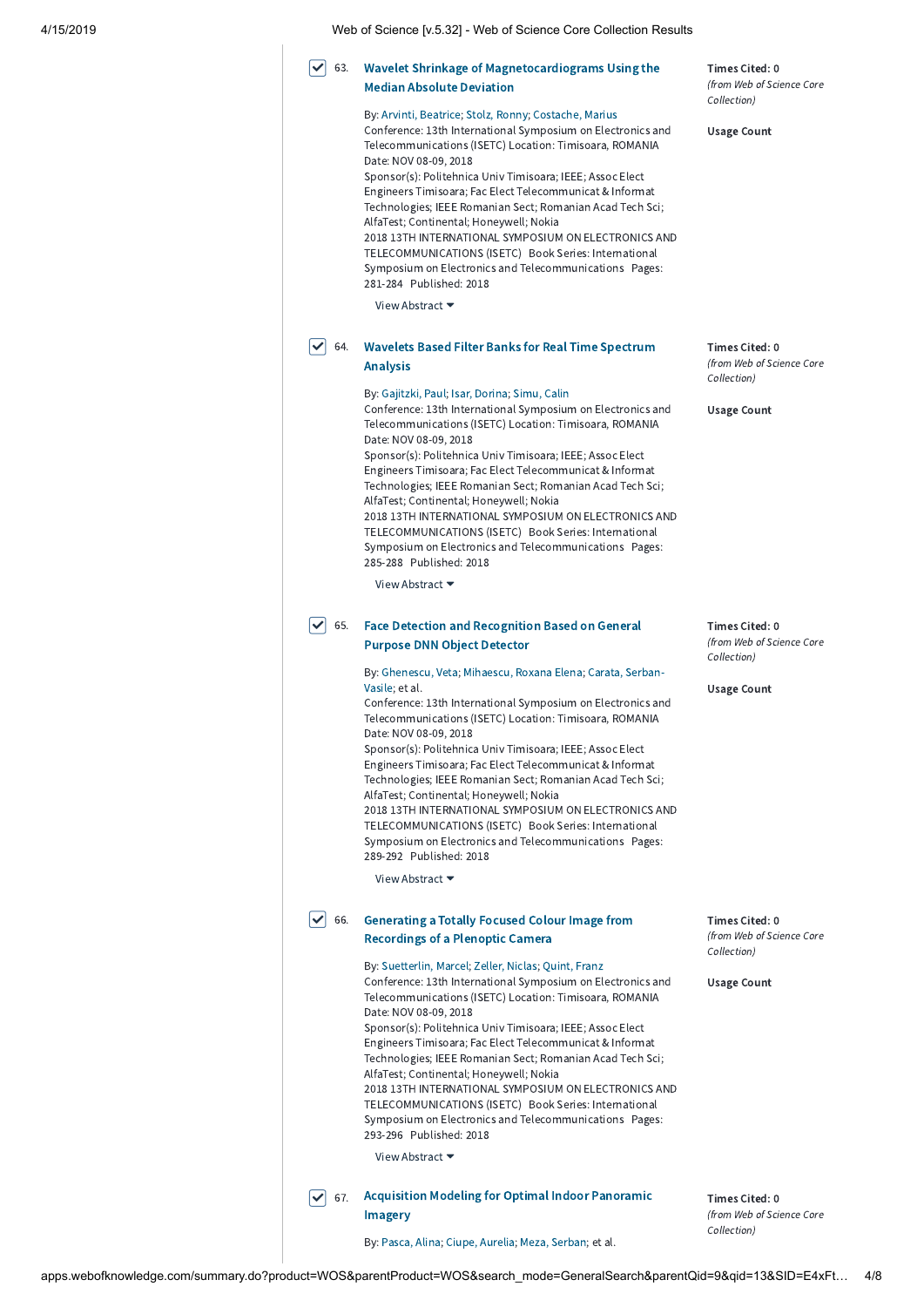63. **Wavelet Shrinkage of Magnetocardiograms Using the Median Absolute Deviation**

By: Arvinti, Beatrice; Stolz, Ronny; Costache, Marius
Conference: 13th International Symposium on Electronics and Telecommunications (ISETC) Location: Timisoara, ROMANIA Date: NOV 08-09, 2018
Sponsor(s): Politehnica Univ Timisoara; IEEE; Assoc Elect Engineers Timisoara; Fac Elect Telecommunicat & Informat Technologies; IEEE Romanian Sect; Romanian Acad Tech Sci; AlfaTest; Continental; Honeywell; Nokia
2018 13TH INTERNATIONAL SYMPOSIUM ON ELECTRONICS AND TELECOMMUNICATIONS (ISETC) Book Series: International Symposium on Electronics and Telecommunications Pages: 281-284 Published: 2018

View Abstract

Times Cited: 0
*(from Web of Science Core Collection)*

Usage Count

64. **Wavelets Based Filter Banks for Real Time Spectrum Analysis**

By: Gajitzki, Paul; Isar, Dorina; Simu, Calin
Conference: 13th International Symposium on Electronics and Telecommunications (ISETC) Location: Timisoara, ROMANIA Date: NOV 08-09, 2018
Sponsor(s): Politehnica Univ Timisoara; IEEE; Assoc Elect Engineers Timisoara; Fac Elect Telecommunicat & Informat Technologies; IEEE Romanian Sect; Romanian Acad Tech Sci; AlfaTest; Continental; Honeywell; Nokia
2018 13TH INTERNATIONAL SYMPOSIUM ON ELECTRONICS AND TELECOMMUNICATIONS (ISETC) Book Series: International Symposium on Electronics and Telecommunications Pages: 285-288 Published: 2018

View Abstract

Times Cited: 0
*(from Web of Science Core Collection)*

Usage Count

65. **Face Detection and Recognition Based on General Purpose DNN Object Detector**

By: Ghenescu, Veta; Mihaescu, Roxana Elena; Carata, Serban-Vasile; et al.
Conference: 13th International Symposium on Electronics and Telecommunications (ISETC) Location: Timisoara, ROMANIA Date: NOV 08-09, 2018
Sponsor(s): Politehnica Univ Timisoara; IEEE; Assoc Elect Engineers Timisoara; Fac Elect Telecommunicat & Informat Technologies; IEEE Romanian Sect; Romanian Acad Tech Sci; AlfaTest; Continental; Honeywell; Nokia
2018 13TH INTERNATIONAL SYMPOSIUM ON ELECTRONICS AND TELECOMMUNICATIONS (ISETC) Book Series: International Symposium on Electronics and Telecommunications Pages: 289-292 Published: 2018

View Abstract

Times Cited: 0
*(from Web of Science Core Collection)*

Usage Count

66. **Generating a Totally Focused Colour Image from Recordings of a Plenoptic Camera**

By: Suetterlin, Marcel; Zeller, Niclas; Quint, Franz
Conference: 13th International Symposium on Electronics and Telecommunications (ISETC) Location: Timisoara, ROMANIA Date: NOV 08-09, 2018
Sponsor(s): Politehnica Univ Timisoara; IEEE; Assoc Elect Engineers Timisoara; Fac Elect Telecommunicat & Informat Technologies; IEEE Romanian Sect; Romanian Acad Tech Sci; AlfaTest; Continental; Honeywell; Nokia
2018 13TH INTERNATIONAL SYMPOSIUM ON ELECTRONICS AND TELECOMMUNICATIONS (ISETC) Book Series: International Symposium on Electronics and Telecommunications Pages: 293-296 Published: 2018

View Abstract

Times Cited: 0
*(from Web of Science Core Collection)*

Usage Count

67. **Acquisition Modeling for Optimal Indoor Panoramic Imagery**

By: Pasca, Alina; Ciupe, Aurelia; Meza, Serban; et al.

Times Cited: 0
*(from Web of Science Core Collection)*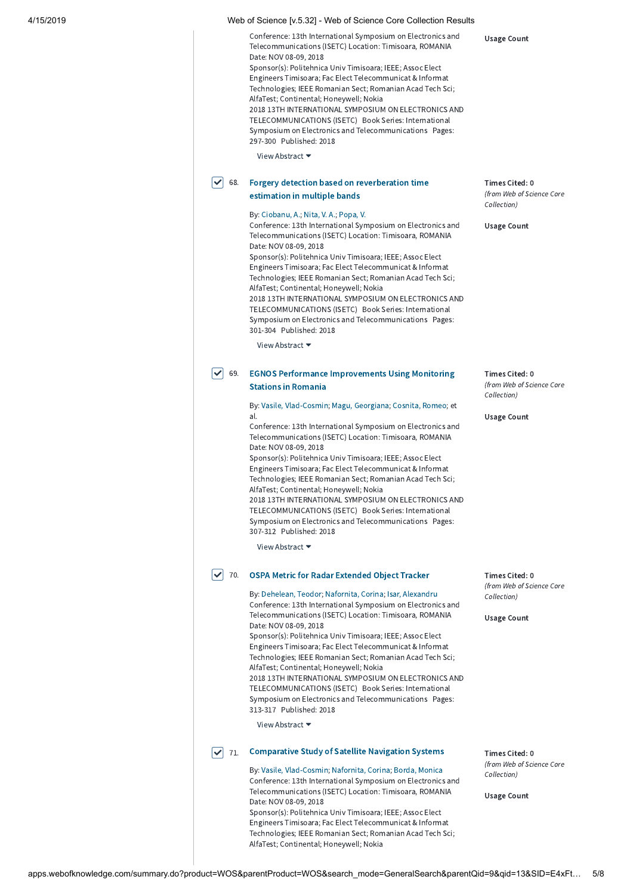Conference: 13th International Symposium on Electronics and Telecommunications (ISETC) Location: Timisoara, ROMANIA Date: NOV 08-09, 2018
Sponsor(s): Politehnica Univ Timisoara; IEEE; Assoc Elect Engineers Timisoara; Fac Elect Telecommunicat & Informat Technologies; IEEE Romanian Sect; Romanian Acad Tech Sci; AlfaTest; Continental; Honeywell; Nokia
2018 13TH INTERNATIONAL SYMPOSIUM ON ELECTRONICS AND TELECOMMUNICATIONS (ISETC) Book Series: International Symposium on Electronics and Telecommunications Pages: 297-300 Published: 2018

View Abstract

Usage Count

68. **Forgery detection based on reverberation time estimation in multiple bands**

By: Ciobanu, A.; Nita, V. A.; Popa, V.
Conference: 13th International Symposium on Electronics and Telecommunications (ISETC) Location: Timisoara, ROMANIA Date: NOV 08-09, 2018
Sponsor(s): Politehnica Univ Timisoara; IEEE; Assoc Elect Engineers Timisoara; Fac Elect Telecommunicat & Informat Technologies; IEEE Romanian Sect; Romanian Acad Tech Sci; AlfaTest; Continental; Honeywell; Nokia
2018 13TH INTERNATIONAL SYMPOSIUM ON ELECTRONICS AND TELECOMMUNICATIONS (ISETC) Book Series: International Symposium on Electronics and Telecommunications Pages: 301-304 Published: 2018

View Abstract

Times Cited: 0
*(from Web of Science Core Collection)*

Usage Count

69. **EGNOS Performance Improvements Using Monitoring Stations in Romania**

By: Vasile, Vlad-Cosmin; Magu, Georgiana; Cosnita, Romeo; et al.
Conference: 13th International Symposium on Electronics and Telecommunications (ISETC) Location: Timisoara, ROMANIA Date: NOV 08-09, 2018
Sponsor(s): Politehnica Univ Timisoara; IEEE; Assoc Elect Engineers Timisoara; Fac Elect Telecommunicat & Informat Technologies; IEEE Romanian Sect; Romanian Acad Tech Sci; AlfaTest; Continental; Honeywell; Nokia
2018 13TH INTERNATIONAL SYMPOSIUM ON ELECTRONICS AND TELECOMMUNICATIONS (ISETC) Book Series: International Symposium on Electronics and Telecommunications Pages: 307-312 Published: 2018

View Abstract

Times Cited: 0
*(from Web of Science Core Collection)*

Usage Count

70. **OSPA Metric for Radar Extended Object Tracker**

By: Dehelean, Teodor; Nafornita, Corina; Isar, Alexandru
Conference: 13th International Symposium on Electronics and Telecommunications (ISETC) Location: Timisoara, ROMANIA Date: NOV 08-09, 2018
Sponsor(s): Politehnica Univ Timisoara; IEEE; Assoc Elect Engineers Timisoara; Fac Elect Telecommunicat & Informat Technologies; IEEE Romanian Sect; Romanian Acad Tech Sci; AlfaTest; Continental; Honeywell; Nokia
2018 13TH INTERNATIONAL SYMPOSIUM ON ELECTRONICS AND TELECOMMUNICATIONS (ISETC) Book Series: International Symposium on Electronics and Telecommunications Pages: 313-317 Published: 2018

View Abstract

Times Cited: 0
*(from Web of Science Core Collection)*

Usage Count

71. **Comparative Study of Satellite Navigation Systems**

By: Vasile, Vlad-Cosmin; Nafornita, Corina; Borda, Monica
Conference: 13th International Symposium on Electronics and Telecommunications (ISETC) Location: Timisoara, ROMANIA Date: NOV 08-09, 2018
Sponsor(s): Politehnica Univ Timisoara; IEEE; Assoc Elect Engineers Timisoara; Fac Elect Telecommunicat & Informat Technologies; IEEE Romanian Sect; Romanian Acad Tech Sci; AlfaTest; Continental; Honeywell; Nokia

Times Cited: 0
*(from Web of Science Core Collection)*

Usage Count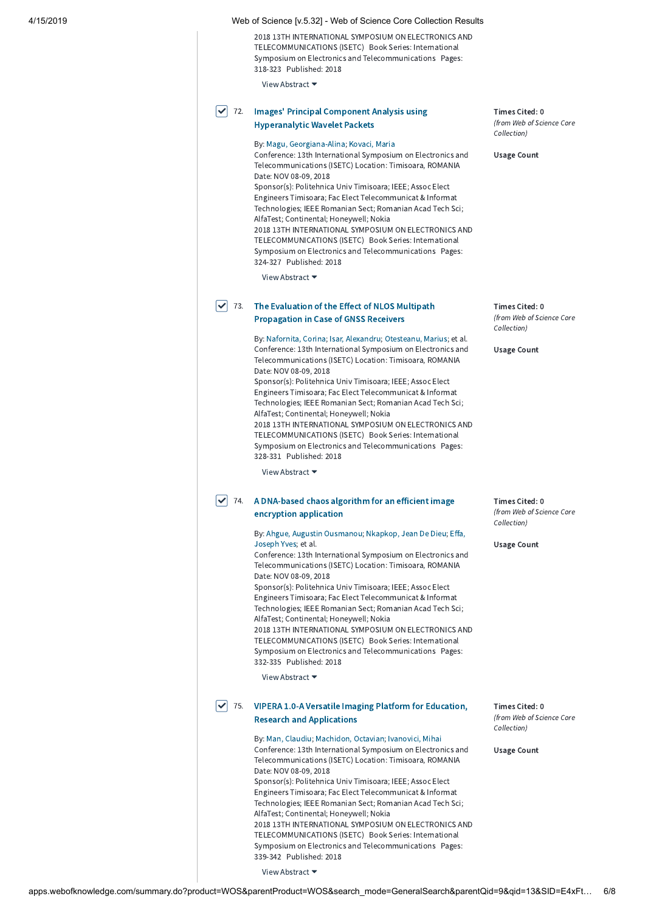2018 13TH INTERNATIONAL SYMPOSIUM ON ELECTRONICS AND TELECOMMUNICATIONS (ISETC) Book Series: International Symposium on Electronics and Telecommunications Pages: 318-323 Published: 2018

View Abstract

72. **Images' Principal Component Analysis using Hyperanalytic Wavelet Packets**

By: Magu, Georgiana-Alina; Kovaci, Maria
Conference: 13th International Symposium on Electronics and Telecommunications (ISETC) Location: Timisoara, ROMANIA Date: NOV 08-09, 2018
Sponsor(s): Politehnica Univ Timisoara; IEEE; Assoc Elect Engineers Timisoara; Fac Elect Telecommunicat & Informat Technologies; IEEE Romanian Sect; Romanian Acad Tech Sci; AlfaTest; Continental; Honeywell; Nokia
2018 13TH INTERNATIONAL SYMPOSIUM ON ELECTRONICS AND TELECOMMUNICATIONS (ISETC) Book Series: International Symposium on Electronics and Telecommunications Pages: 324-327 Published: 2018

View Abstract

Times Cited: 0
*(from Web of Science Core Collection)*

Usage Count

73. **The Evaluation of the Effect of NLOS Multipath Propagation in Case of GNSS Receivers**

By: Nafornita, Corina; Isar, Alexandru; Otesteanu, Marius; et al.
Conference: 13th International Symposium on Electronics and Telecommunications (ISETC) Location: Timisoara, ROMANIA Date: NOV 08-09, 2018
Sponsor(s): Politehnica Univ Timisoara; IEEE; Assoc Elect Engineers Timisoara; Fac Elect Telecommunicat & Informat Technologies; IEEE Romanian Sect; Romanian Acad Tech Sci; AlfaTest; Continental; Honeywell; Nokia
2018 13TH INTERNATIONAL SYMPOSIUM ON ELECTRONICS AND TELECOMMUNICATIONS (ISETC) Book Series: International Symposium on Electronics and Telecommunications Pages: 328-331 Published: 2018

View Abstract

Times Cited: 0
*(from Web of Science Core Collection)*

Usage Count

74. **A DNA-based chaos algorithm for an efficient image encryption application**

By: Ahgue, Augustin Ousmanou; Nkapkop, Jean De Dieu; Effa, Joseph Yves; et al.
Conference: 13th International Symposium on Electronics and Telecommunications (ISETC) Location: Timisoara, ROMANIA Date: NOV 08-09, 2018
Sponsor(s): Politehnica Univ Timisoara; IEEE; Assoc Elect Engineers Timisoara; Fac Elect Telecommunicat & Informat Technologies; IEEE Romanian Sect; Romanian Acad Tech Sci; AlfaTest; Continental; Honeywell; Nokia
2018 13TH INTERNATIONAL SYMPOSIUM ON ELECTRONICS AND TELECOMMUNICATIONS (ISETC) Book Series: International Symposium on Electronics and Telecommunications Pages: 332-335 Published: 2018

View Abstract

Times Cited: 0
*(from Web of Science Core Collection)*

Usage Count

75. **VIPERA 1.0-A Versatile Imaging Platform for Education, Research and Applications**

By: Man, Claudiu; Machidon, Octavian; Ivanovici, Mihai
Conference: 13th International Symposium on Electronics and Telecommunications (ISETC) Location: Timisoara, ROMANIA Date: NOV 08-09, 2018
Sponsor(s): Politehnica Univ Timisoara; IEEE; Assoc Elect Engineers Timisoara; Fac Elect Telecommunicat & Informat Technologies; IEEE Romanian Sect; Romanian Acad Tech Sci; AlfaTest; Continental; Honeywell; Nokia
2018 13TH INTERNATIONAL SYMPOSIUM ON ELECTRONICS AND TELECOMMUNICATIONS (ISETC) Book Series: International Symposium on Electronics and Telecommunications Pages: 339-342 Published: 2018

View Abstract

Times Cited: 0
*(from Web of Science Core Collection)*

Usage Count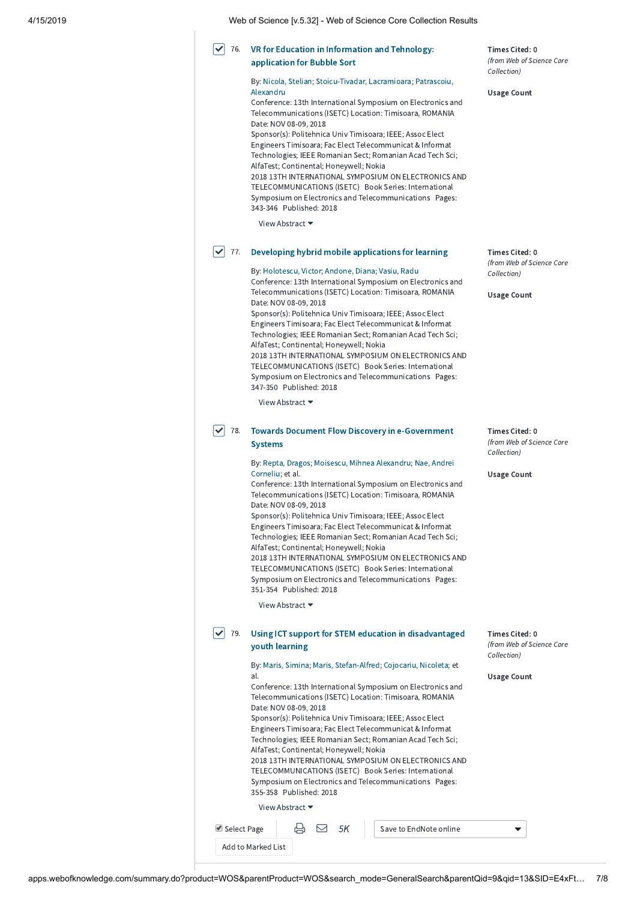76. **VR for Education in Information and Tehnology: application for Bubble Sort**

By: Nicola, Stelian; Stoicu-Tivadar, Lacramioara; Patrascoiu, Alexandru
Conference: 13th International Symposium on Electronics and Telecommunications (ISETC) Location: Timisoara, ROMANIA Date: NOV 08-09, 2018
Sponsor(s): Politehnica Univ Timisoara; IEEE; Assoc Elect Engineers Timisoara; Fac Elect Telecommunicat & Informat Technologies; IEEE Romanian Sect; Romanian Acad Tech Sci; AlfaTest; Continental; Honeywell; Nokia
2018 13TH INTERNATIONAL SYMPOSIUM ON ELECTRONICS AND TELECOMMUNICATIONS (ISETC) Book Series: International Symposium on Electronics and Telecommunications Pages: 343-346 Published: 2018

View Abstract

Times Cited: 0
*(from Web of Science Core Collection)*

Usage Count

77. **Developing hybrid mobile applications for learning**

By: Holotescu, Victor; Andone, Diana; Vasiu, Radu
Conference: 13th International Symposium on Electronics and Telecommunications (ISETC) Location: Timisoara, ROMANIA Date: NOV 08-09, 2018
Sponsor(s): Politehnica Univ Timisoara; IEEE; Assoc Elect Engineers Timisoara; Fac Elect Telecommunicat & Informat Technologies; IEEE Romanian Sect; Romanian Acad Tech Sci; AlfaTest; Continental; Honeywell; Nokia
2018 13TH INTERNATIONAL SYMPOSIUM ON ELECTRONICS AND TELECOMMUNICATIONS (ISETC) Book Series: International Symposium on Electronics and Telecommunications Pages: 347-350 Published: 2018

View Abstract

Times Cited: 0
*(from Web of Science Core Collection)*

Usage Count

78. **Towards Document Flow Discovery in e-Government Systems**

By: Repta, Dragos; Moisescu, Mihnea Alexandru; Nae, Andrei Corneliu; et al.
Conference: 13th International Symposium on Electronics and Telecommunications (ISETC) Location: Timisoara, ROMANIA Date: NOV 08-09, 2018
Sponsor(s): Politehnica Univ Timisoara; IEEE; Assoc Elect Engineers Timisoara; Fac Elect Telecommunicat & Informat Technologies; IEEE Romanian Sect; Romanian Acad Tech Sci; AlfaTest; Continental; Honeywell; Nokia
2018 13TH INTERNATIONAL SYMPOSIUM ON ELECTRONICS AND TELECOMMUNICATIONS (ISETC) Book Series: International Symposium on Electronics and Telecommunications Pages: 351-354 Published: 2018

View Abstract

Times Cited: 0
*(from Web of Science Core Collection)*

Usage Count

79. **Using ICT support for STEM education in disadvantaged youth learning**

By: Maris, Simina; Maris, Stefan-Alfred; Cojocariu, Nicoleta; et al.
Conference: 13th International Symposium on Electronics and Telecommunications (ISETC) Location: Timisoara, ROMANIA Date: NOV 08-09, 2018
Sponsor(s): Politehnica Univ Timisoara; IEEE; Assoc Elect Engineers Timisoara; Fac Elect Telecommunicat & Informat Technologies; IEEE Romanian Sect; Romanian Acad Tech Sci; AlfaTest; Continental; Honeywell; Nokia
2018 13TH INTERNATIONAL SYMPOSIUM ON ELECTRONICS AND TELECOMMUNICATIONS (ISETC) Book Series: International Symposium on Electronics and Telecommunications Pages: 355-358 Published: 2018

View Abstract

Times Cited: 0
*(from Web of Science Core Collection)*

Usage Count

Select Page | 5K | Save to EndNote online

Add to Marked List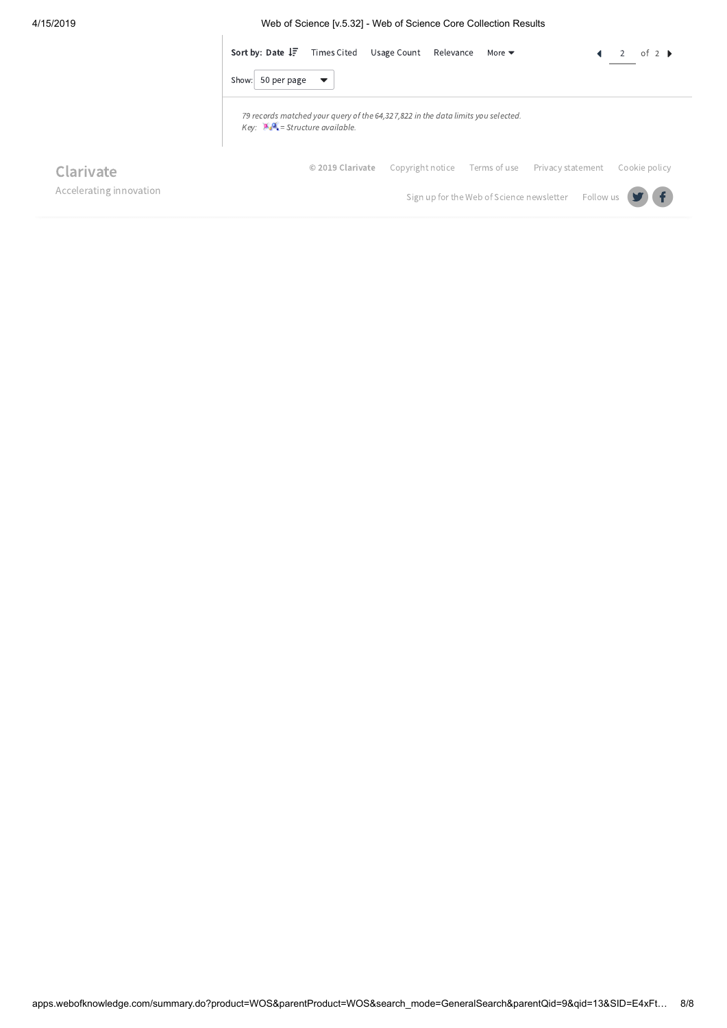Sort by: **Date** Times Cited Usage Count Relevance More

Show: 50 per page

2 of 2

*79 records matched your query of the 64,327,822 in the data limits you selected.*
*Key: = Structure available.*

**Clarivate**
Accelerating innovation

© 2019 Clarivate Copyright notice Terms of use Privacy statement Cookie policy

Sign up for the Web of Science newsletter Follow us